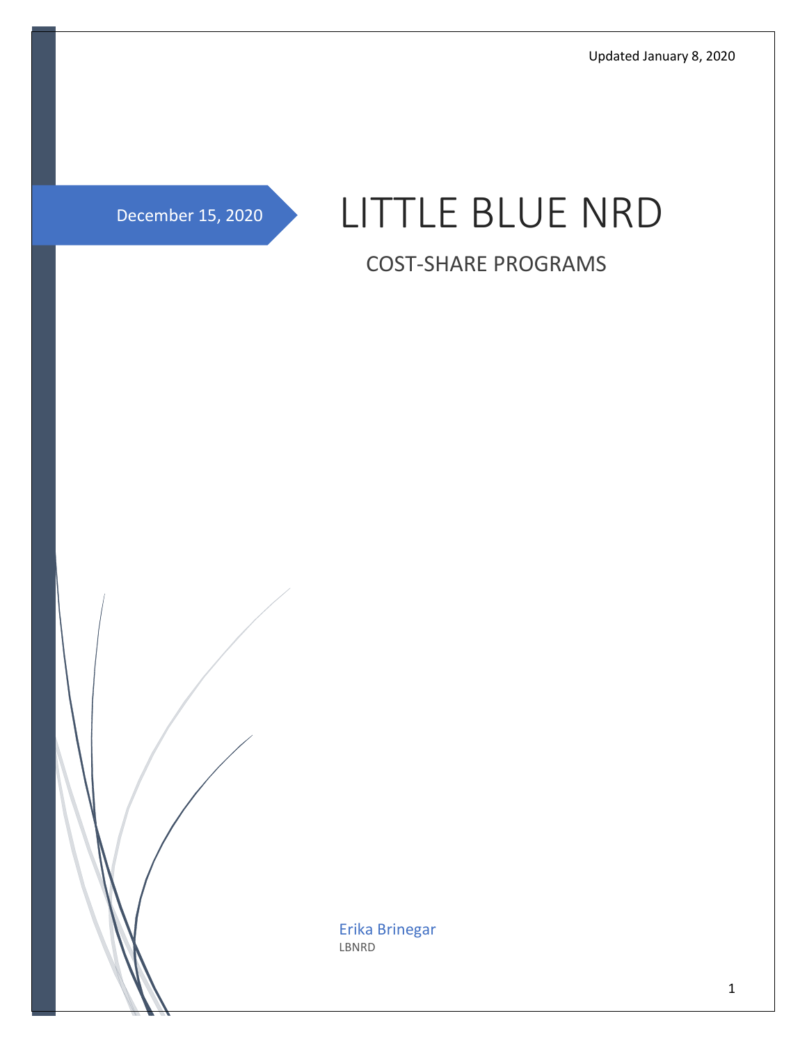Updated January 8, 2020

December 15, 2020

# LITTLE BLUE NRD

## COST-SHARE PROGRAMS

Erika Brinegar

LBNRD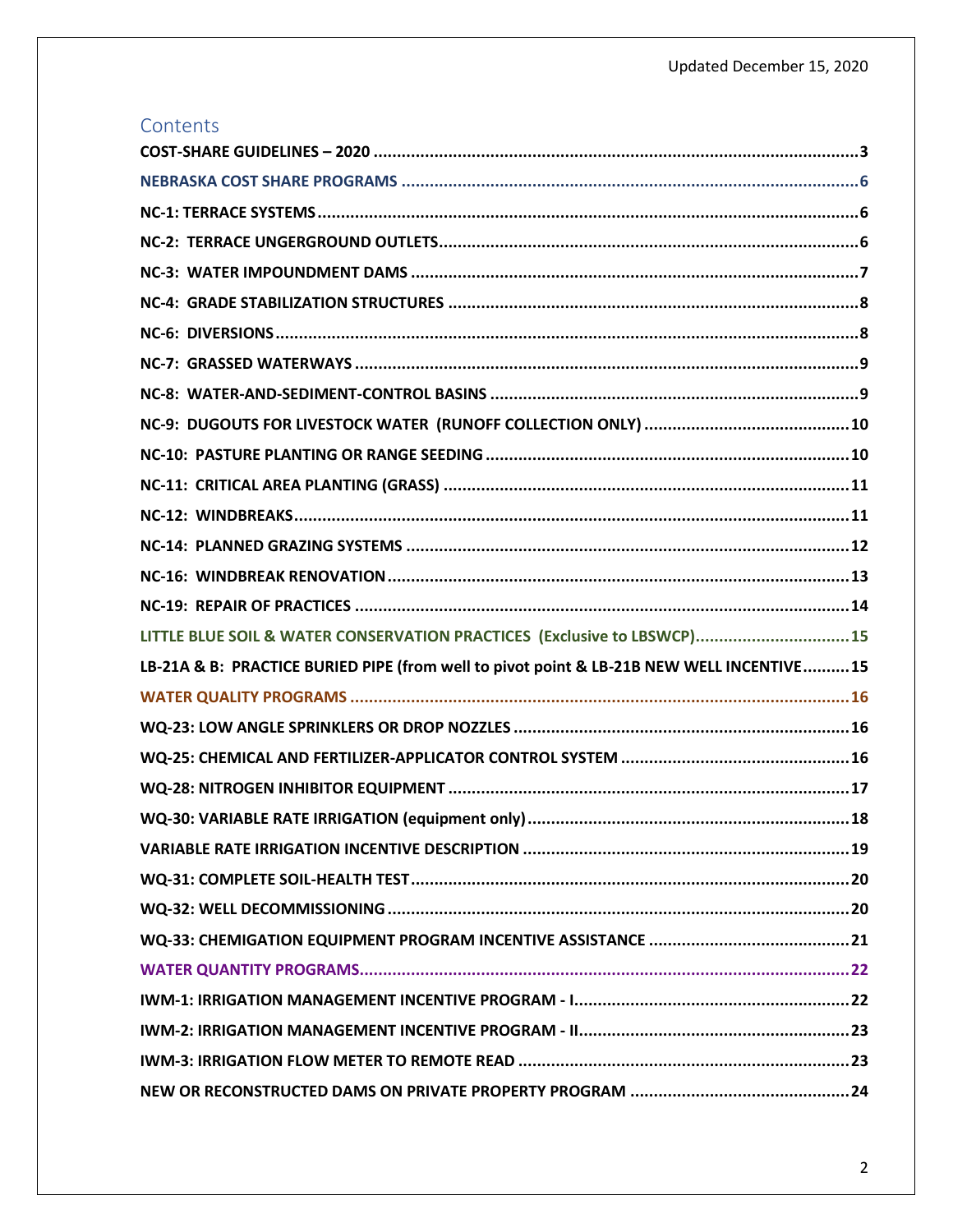Updated December 15, 2020

## Contents

COST-SHARE GUIDELINES – 2020 ....................................................................................................3

NEBRASKA COST SHARE PROGRAMS ..............................................................................................6

NC-1: TERRACE SYSTEMS ..................................................................................................................6

NC-2: TERRACE UNGERGROUND OUTLETS.......................................................................................6

NC-3: WATER IMPOUNDMENT DAMS ..............................................................................................7

NC-4: GRADE STABILIZATION STRUCTURES .....................................................................................8

NC-6: DIVERSIONS..............................................................................................................................8

NC-7: GRASSED WATERWAYS ..........................................................................................................9

NC-8: WATER-AND-SEDIMENT-CONTROL BASINS ............................................................................9

NC-9: DUGOUTS FOR LIVESTOCK WATER (RUNOFF COLLECTION ONLY) ........................................10

NC-10: PASTURE PLANTING OR RANGE SEEDING ...........................................................................10

NC-11: CRITICAL AREA PLANTING (GRASS) .....................................................................................11

NC-12: WINDBREAKS........................................................................................................................11

NC-14: PLANNED GRAZING SYSTEMS .............................................................................................12

NC-16: WINDBREAK RENOVATION...................................................................................................13

NC-19: REPAIR OF PRACTICES .........................................................................................................14

LITTLE BLUE SOIL & WATER CONSERVATION PRACTICES (Exclusive to LBSWCP)..................................15

LB-21A & B: PRACTICE BURIED PIPE (from well to pivot point & LB-21B NEW WELL INCENTIVE..........15

WATER QUALITY PROGRAMS ...........................................................................................................16

WQ-23: LOW ANGLE SPRINKLERS OR DROP NOZZLES .....................................................................16

WQ-25: CHEMICAL AND FERTILIZER-APPLICATOR CONTROL SYSTEM ..............................................16

WQ-28: NITROGEN INHIBITOR EQUIPMENT ....................................................................................17

WQ-30: VARIABLE RATE IRRIGATION (equipment only)....................................................................18

VARIABLE RATE IRRIGATION INCENTIVE DESCRIPTION ....................................................................19

WQ-31: COMPLETE SOIL-HEALTH TEST.............................................................................................20

WQ-32: WELL DECOMMISSIONING ..................................................................................................20

WQ-33: CHEMIGATION EQUIPMENT PROGRAM INCENTIVE ASSISTANCE .........................................21

WATER QUANTITY PROGRAMS.........................................................................................................22

IWM-1: IRRIGATION MANAGEMENT INCENTIVE PROGRAM - I.........................................................22

IWM-2: IRRIGATION MANAGEMENT INCENTIVE PROGRAM - II........................................................23

IWM-3: IRRIGATION FLOW METER TO REMOTE READ .....................................................................23

NEW OR RECONSTRUCTED DAMS ON PRIVATE PROPERTY PROGRAM ............................................24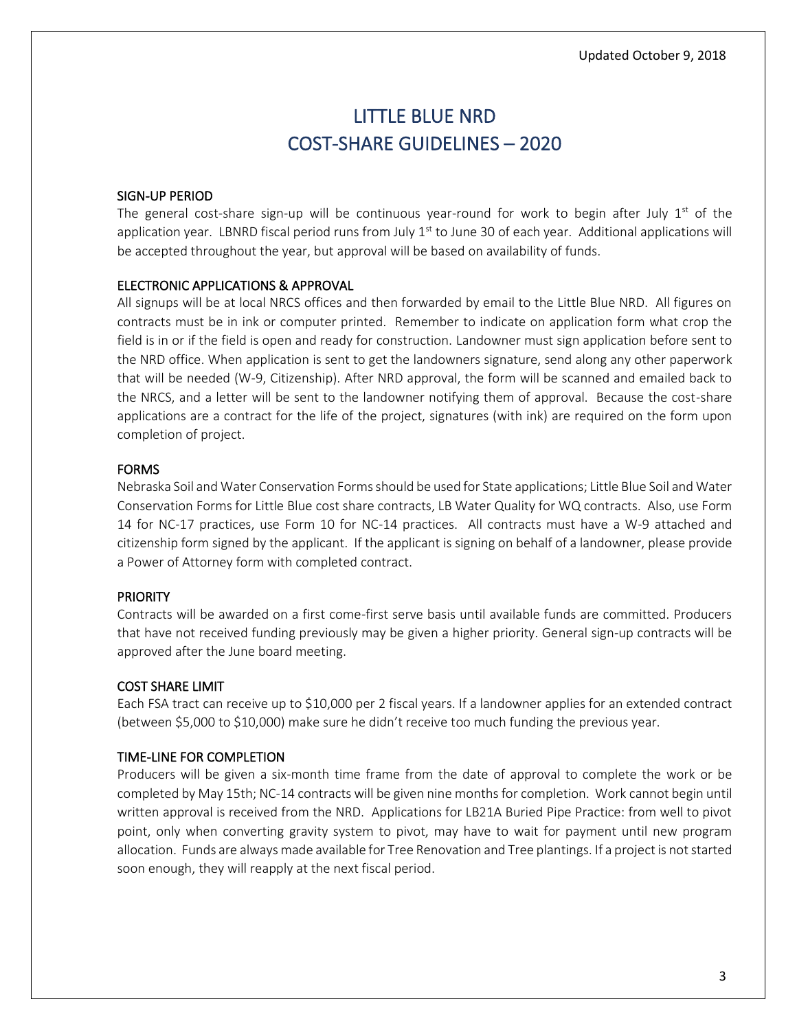Updated October 9, 2018

# LITTLE BLUE NRD
# COST-SHARE GUIDELINES – 2020

## SIGN-UP PERIOD

The general cost-share sign-up will be continuous year-round for work to begin after July 1st of the application year. LBNRD fiscal period runs from July 1st to June 30 of each year. Additional applications will be accepted throughout the year, but approval will be based on availability of funds.

## ELECTRONIC APPLICATIONS & APPROVAL

All signups will be at local NRCS offices and then forwarded by email to the Little Blue NRD. All figures on contracts must be in ink or computer printed. Remember to indicate on application form what crop the field is in or if the field is open and ready for construction. Landowner must sign application before sent to the NRD office. When application is sent to get the landowners signature, send along any other paperwork that will be needed (W-9, Citizenship). After NRD approval, the form will be scanned and emailed back to the NRCS, and a letter will be sent to the landowner notifying them of approval. Because the cost-share applications are a contract for the life of the project, signatures (with ink) are required on the form upon completion of project.

## FORMS

Nebraska Soil and Water Conservation Forms should be used for State applications; Little Blue Soil and Water Conservation Forms for Little Blue cost share contracts, LB Water Quality for WQ contracts. Also, use Form 14 for NC-17 practices, use Form 10 for NC-14 practices. All contracts must have a W-9 attached and citizenship form signed by the applicant. If the applicant is signing on behalf of a landowner, please provide a Power of Attorney form with completed contract.

## PRIORITY

Contracts will be awarded on a first come-first serve basis until available funds are committed. Producers that have not received funding previously may be given a higher priority. General sign-up contracts will be approved after the June board meeting.

## COST SHARE LIMIT

Each FSA tract can receive up to $10,000 per 2 fiscal years. If a landowner applies for an extended contract (between $5,000 to $10,000) make sure he didn't receive too much funding the previous year.

## TIME-LINE FOR COMPLETION

Producers will be given a six-month time frame from the date of approval to complete the work or be completed by May 15th; NC-14 contracts will be given nine months for completion. Work cannot begin until written approval is received from the NRD. Applications for LB21A Buried Pipe Practice: from well to pivot point, only when converting gravity system to pivot, may have to wait for payment until new program allocation. Funds are always made available for Tree Renovation and Tree plantings. If a project is not started soon enough, they will reapply at the next fiscal period.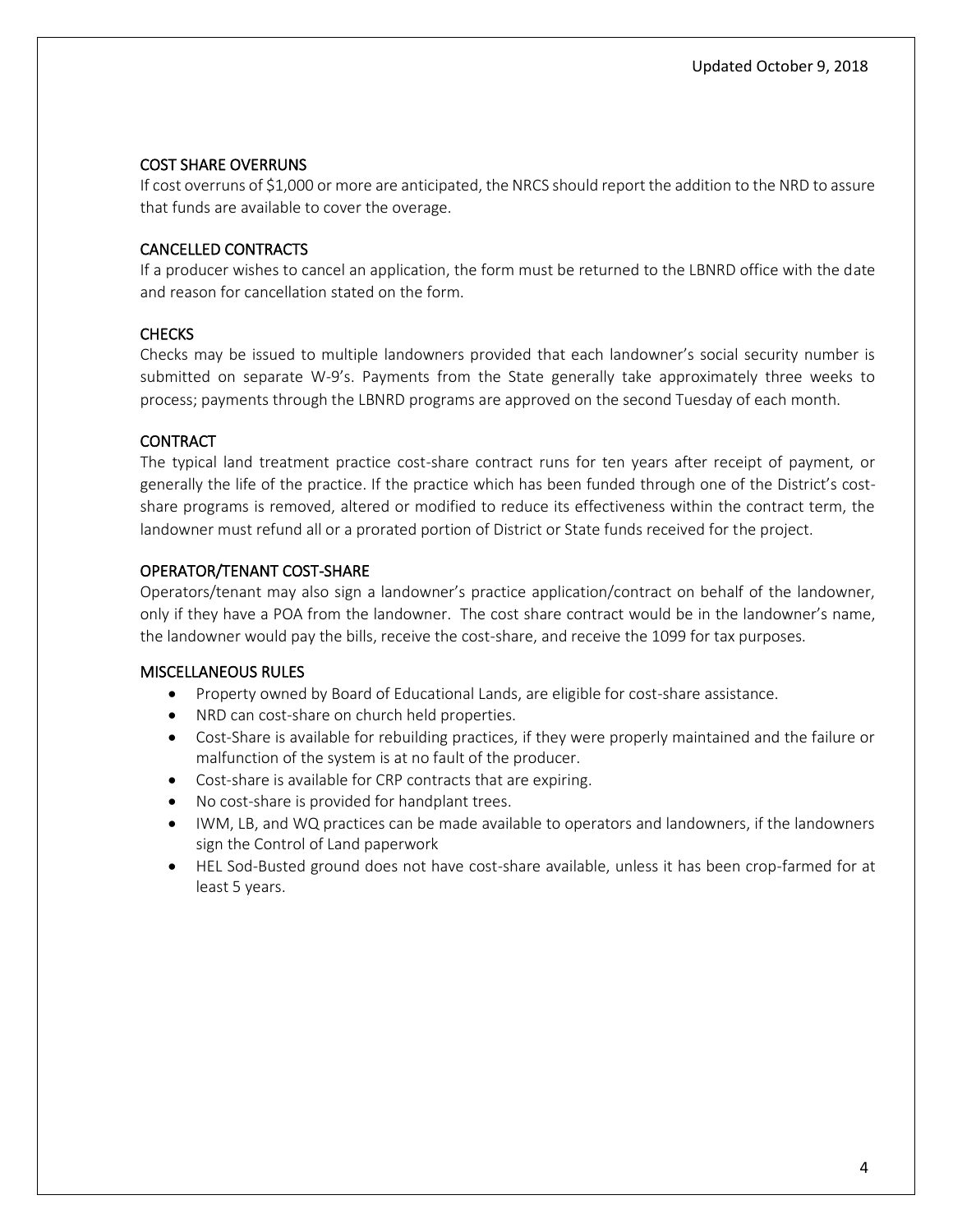## COST SHARE OVERRUNS

If cost overruns of $1,000 or more are anticipated, the NRCS should report the addition to the NRD to assure that funds are available to cover the overage.

## CANCELLED CONTRACTS

If a producer wishes to cancel an application, the form must be returned to the LBNRD office with the date and reason for cancellation stated on the form.

## CHECKS

Checks may be issued to multiple landowners provided that each landowner's social security number is submitted on separate W-9's. Payments from the State generally take approximately three weeks to process; payments through the LBNRD programs are approved on the second Tuesday of each month.

## CONTRACT

The typical land treatment practice cost-share contract runs for ten years after receipt of payment, or generally the life of the practice. If the practice which has been funded through one of the District's cost-share programs is removed, altered or modified to reduce its effectiveness within the contract term, the landowner must refund all or a prorated portion of District or State funds received for the project.

## OPERATOR/TENANT COST-SHARE

Operators/tenant may also sign a landowner's practice application/contract on behalf of the landowner, only if they have a POA from the landowner. The cost share contract would be in the landowner's name, the landowner would pay the bills, receive the cost-share, and receive the 1099 for tax purposes.

## MISCELLANEOUS RULES

- Property owned by Board of Educational Lands, are eligible for cost-share assistance.
- NRD can cost-share on church held properties.
- Cost-Share is available for rebuilding practices, if they were properly maintained and the failure or malfunction of the system is at no fault of the producer.
- Cost-share is available for CRP contracts that are expiring.
- No cost-share is provided for handplant trees.
- IWM, LB, and WQ practices can be made available to operators and landowners, if the landowners sign the Control of Land paperwork
- HEL Sod-Busted ground does not have cost-share available, unless it has been crop-farmed for at least 5 years.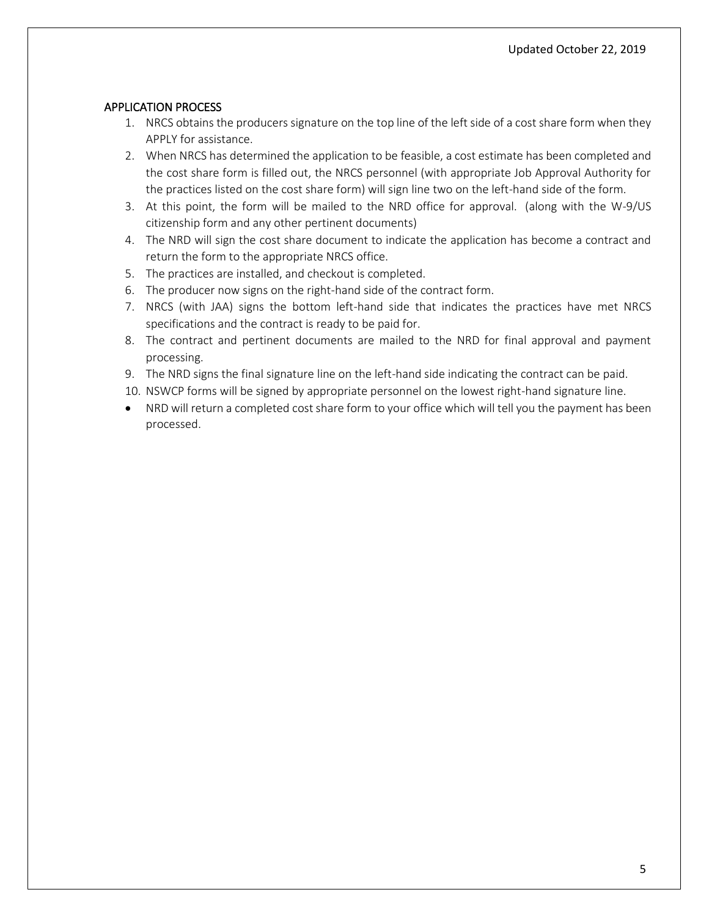## APPLICATION PROCESS

1. NRCS obtains the producers signature on the top line of the left side of a cost share form when they APPLY for assistance.
2. When NRCS has determined the application to be feasible, a cost estimate has been completed and the cost share form is filled out, the NRCS personnel (with appropriate Job Approval Authority for the practices listed on the cost share form) will sign line two on the left-hand side of the form.
3. At this point, the form will be mailed to the NRD office for approval. (along with the W-9/US citizenship form and any other pertinent documents)
4. The NRD will sign the cost share document to indicate the application has become a contract and return the form to the appropriate NRCS office.
5. The practices are installed, and checkout is completed.
6. The producer now signs on the right-hand side of the contract form.
7. NRCS (with JAA) signs the bottom left-hand side that indicates the practices have met NRCS specifications and the contract is ready to be paid for.
8. The contract and pertinent documents are mailed to the NRD for final approval and payment processing.
9. The NRD signs the final signature line on the left-hand side indicating the contract can be paid.
10. NSWCP forms will be signed by appropriate personnel on the lowest right-hand signature line.

- NRD will return a completed cost share form to your office which will tell you the payment has been processed.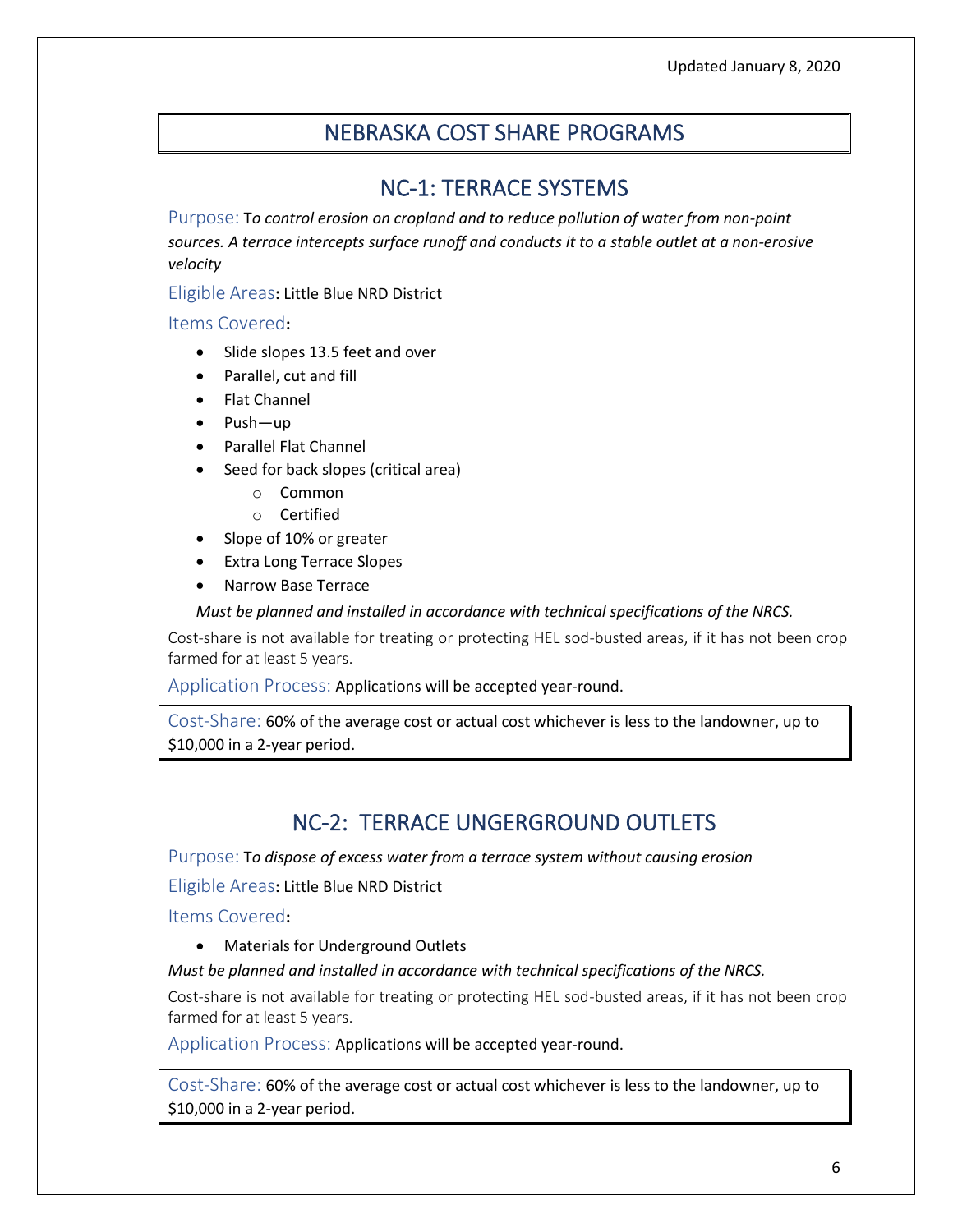# NEBRASKA COST SHARE PROGRAMS

## NC-1: TERRACE SYSTEMS

Purpose: T*o control erosion on cropland and to reduce pollution of water from non-point sources. A terrace intercepts surface runoff and conducts it to a stable outlet at a non-erosive velocity*

Eligible Areas**:** Little Blue NRD District

Items Covered**:**

- Slide slopes 13.5 feet and over
- Parallel, cut and fill
- Flat Channel
- Push—up
- Parallel Flat Channel
- Seed for back slopes (critical area)
  - Common
  - Certified
- Slope of 10% or greater
- Extra Long Terrace Slopes
- Narrow Base Terrace

*Must be planned and installed in accordance with technical specifications of the NRCS.*

Cost-share is not available for treating or protecting HEL sod-busted areas, if it has not been crop farmed for at least 5 years.

Application Process: Applications will be accepted year-round.

Cost-Share: 60% of the average cost or actual cost whichever is less to the landowner, up to $10,000 in a 2-year period.

## NC-2: TERRACE UNGERGROUND OUTLETS

Purpose: T*o dispose of excess water from a terrace system without causing erosion*

Eligible Areas**:** Little Blue NRD District

Items Covered**:**

- Materials for Underground Outlets

*Must be planned and installed in accordance with technical specifications of the NRCS.*

Cost-share is not available for treating or protecting HEL sod-busted areas, if it has not been crop farmed for at least 5 years.

Application Process: Applications will be accepted year-round.

Cost-Share: 60% of the average cost or actual cost whichever is less to the landowner, up to $10,000 in a 2-year period.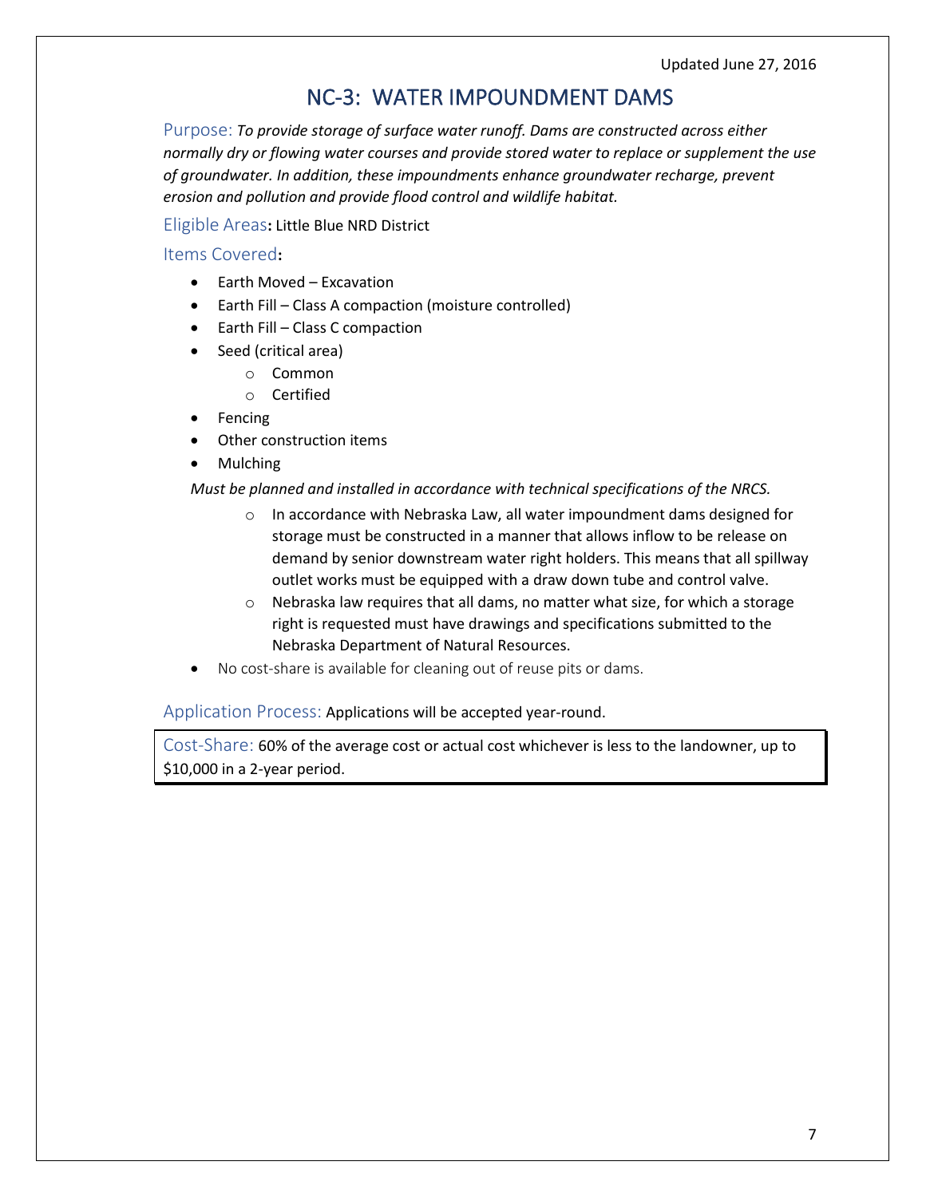# NC-3: WATER IMPOUNDMENT DAMS

Purpose: *To provide storage of surface water runoff. Dams are constructed across either normally dry or flowing water courses and provide stored water to replace or supplement the use of groundwater. In addition, these impoundments enhance groundwater recharge, prevent erosion and pollution and provide flood control and wildlife habitat.*

Eligible Areas**:** Little Blue NRD District

Items Covered**:**

- Earth Moved – Excavation
- Earth Fill – Class A compaction (moisture controlled)
- Earth Fill – Class C compaction
- Seed (critical area)
    - Common
    - Certified
- Fencing
- Other construction items
- Mulching

  *Must be planned and installed in accordance with technical specifications of the NRCS.*

    - In accordance with Nebraska Law, all water impoundment dams designed for storage must be constructed in a manner that allows inflow to be release on demand by senior downstream water right holders. This means that all spillway outlet works must be equipped with a draw down tube and control valve.
    - Nebraska law requires that all dams, no matter what size, for which a storage right is requested must have drawings and specifications submitted to the Nebraska Department of Natural Resources.
- No cost-share is available for cleaning out of reuse pits or dams.

Application Process: Applications will be accepted year-round.

Cost-Share: 60% of the average cost or actual cost whichever is less to the landowner, up to $10,000 in a 2-year period.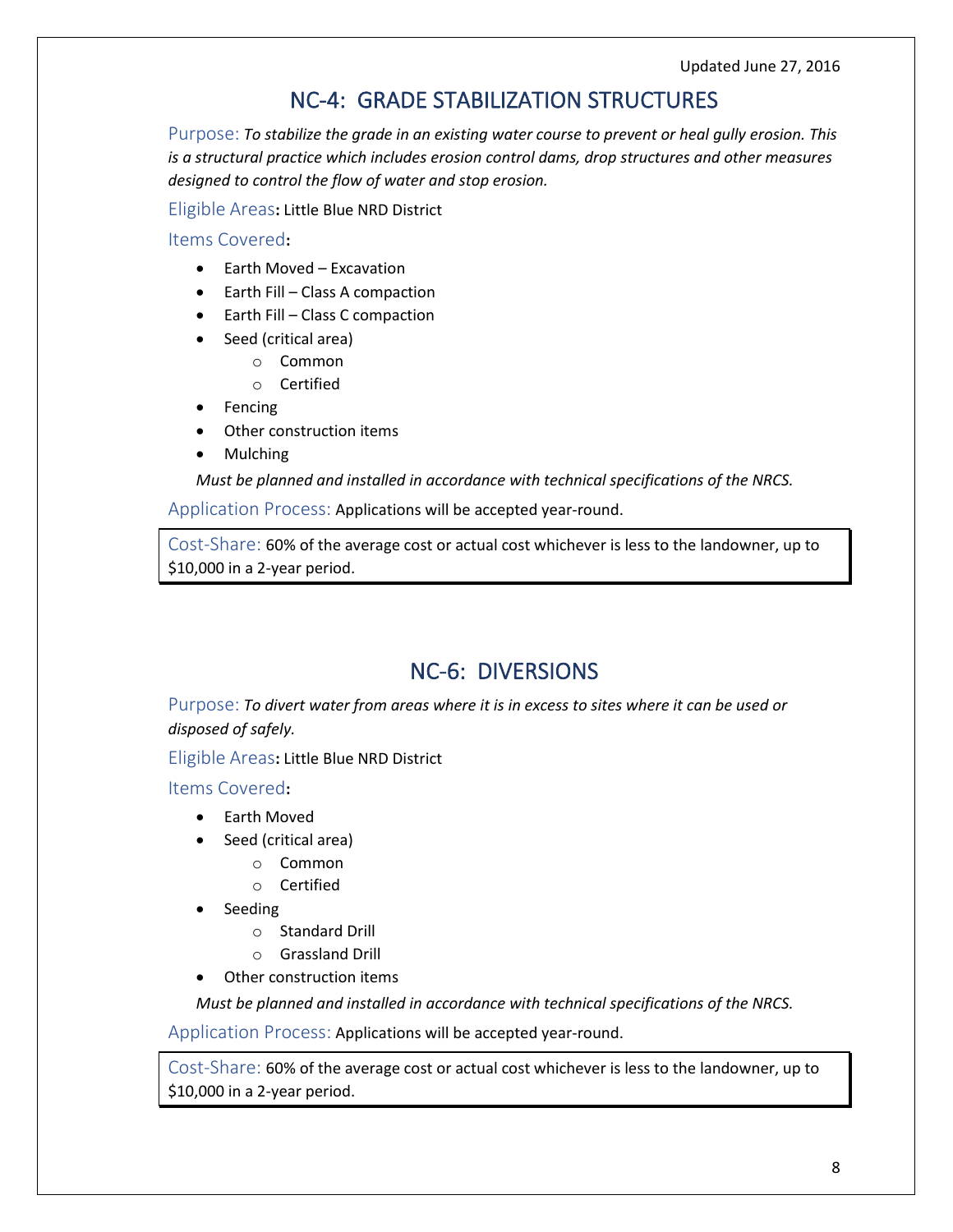Updated June 27, 2016

## NC-4: GRADE STABILIZATION STRUCTURES

Purpose: *To stabilize the grade in an existing water course to prevent or heal gully erosion. This is a structural practice which includes erosion control dams, drop structures and other measures designed to control the flow of water and stop erosion.*

Eligible Areas**:** Little Blue NRD District

Items Covered**:**

- Earth Moved – Excavation
- Earth Fill – Class A compaction
- Earth Fill – Class C compaction
- Seed (critical area)
    - Common
    - Certified
- Fencing
- Other construction items
- Mulching

*Must be planned and installed in accordance with technical specifications of the NRCS.*

Application Process: Applications will be accepted year-round.

Cost-Share: 60% of the average cost or actual cost whichever is less to the landowner, up to $10,000 in a 2-year period.

## NC-6: DIVERSIONS

Purpose: *To divert water from areas where it is in excess to sites where it can be used or disposed of safely.*

Eligible Areas**:** Little Blue NRD District

Items Covered**:**

- Earth Moved
- Seed (critical area)
    - Common
    - Certified
- Seeding
    - Standard Drill
    - Grassland Drill
- Other construction items

*Must be planned and installed in accordance with technical specifications of the NRCS.*

Application Process: Applications will be accepted year-round.

Cost-Share: 60% of the average cost or actual cost whichever is less to the landowner, up to $10,000 in a 2-year period.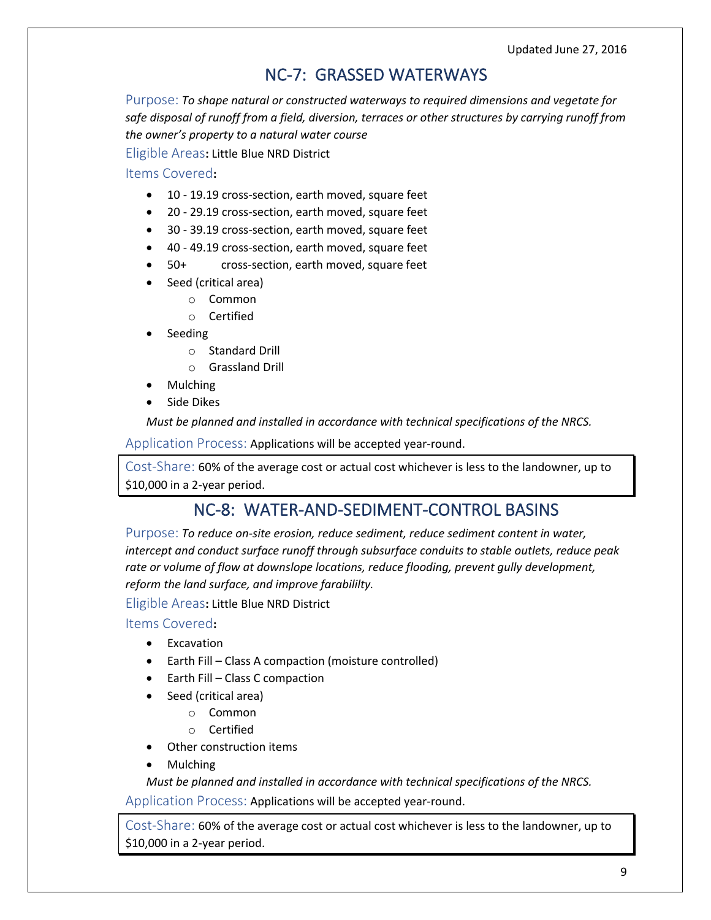Updated June 27, 2016

# NC-7: GRASSED WATERWAYS

Purpose: *To shape natural or constructed waterways to required dimensions and vegetate for safe disposal of runoff from a field, diversion, terraces or other structures by carrying runoff from the owner's property to a natural water course*

Eligible Areas**:** Little Blue NRD District

Items Covered**:**

- 10 - 19.19 cross-section, earth moved, square feet
- 20 - 29.19 cross-section, earth moved, square feet
- 30 - 39.19 cross-section, earth moved, square feet
- 40 - 49.19 cross-section, earth moved, square feet
- 50+ cross-section, earth moved, square feet
- Seed (critical area)
  - Common
  - Certified
- Seeding
  - Standard Drill
  - Grassland Drill
- Mulching
- Side Dikes

*Must be planned and installed in accordance with technical specifications of the NRCS.*

Application Process: Applications will be accepted year-round.

Cost-Share: 60% of the average cost or actual cost whichever is less to the landowner, up to $10,000 in a 2-year period.

# NC-8: WATER-AND-SEDIMENT-CONTROL BASINS

Purpose: *To reduce on-site erosion, reduce sediment, reduce sediment content in water, intercept and conduct surface runoff through subsurface conduits to stable outlets, reduce peak rate or volume of flow at downslope locations, reduce flooding, prevent gully development, reform the land surface, and improve farabililty.*

Eligible Areas**:** Little Blue NRD District

Items Covered**:**

- Excavation
- Earth Fill – Class A compaction (moisture controlled)
- Earth Fill – Class C compaction
- Seed (critical area)
  - Common
  - Certified
- Other construction items
- Mulching

*Must be planned and installed in accordance with technical specifications of the NRCS.*

Application Process: Applications will be accepted year-round.

Cost-Share: 60% of the average cost or actual cost whichever is less to the landowner, up to $10,000 in a 2-year period.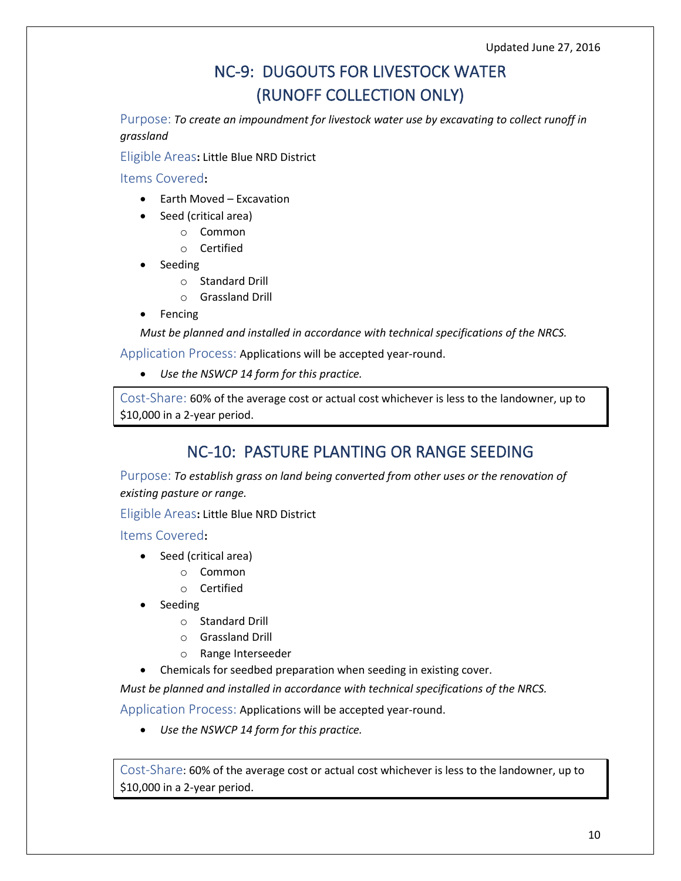Updated June 27, 2016

## NC-9: DUGOUTS FOR LIVESTOCK WATER (RUNOFF COLLECTION ONLY)

Purpose: *To create an impoundment for livestock water use by excavating to collect runoff in grassland*

Eligible Areas**:** Little Blue NRD District

Items Covered**:**

- Earth Moved – Excavation
- Seed (critical area)
  - Common
  - Certified
- Seeding
  - Standard Drill
  - Grassland Drill
- Fencing

*Must be planned and installed in accordance with technical specifications of the NRCS.*

Application Process: Applications will be accepted year-round.

- *Use the NSWCP 14 form for this practice.*

Cost-Share: 60% of the average cost or actual cost whichever is less to the landowner, up to $10,000 in a 2-year period.

## NC-10: PASTURE PLANTING OR RANGE SEEDING

Purpose: *To establish grass on land being converted from other uses or the renovation of existing pasture or range.*

Eligible Areas**:** Little Blue NRD District

Items Covered**:**

- Seed (critical area)
  - Common
  - Certified
- Seeding
  - Standard Drill
  - Grassland Drill
  - Range Interseeder
- Chemicals for seedbed preparation when seeding in existing cover.

*Must be planned and installed in accordance with technical specifications of the NRCS.*

Application Process: Applications will be accepted year-round.

- *Use the NSWCP 14 form for this practice.*

Cost-Share: 60% of the average cost or actual cost whichever is less to the landowner, up to $10,000 in a 2-year period.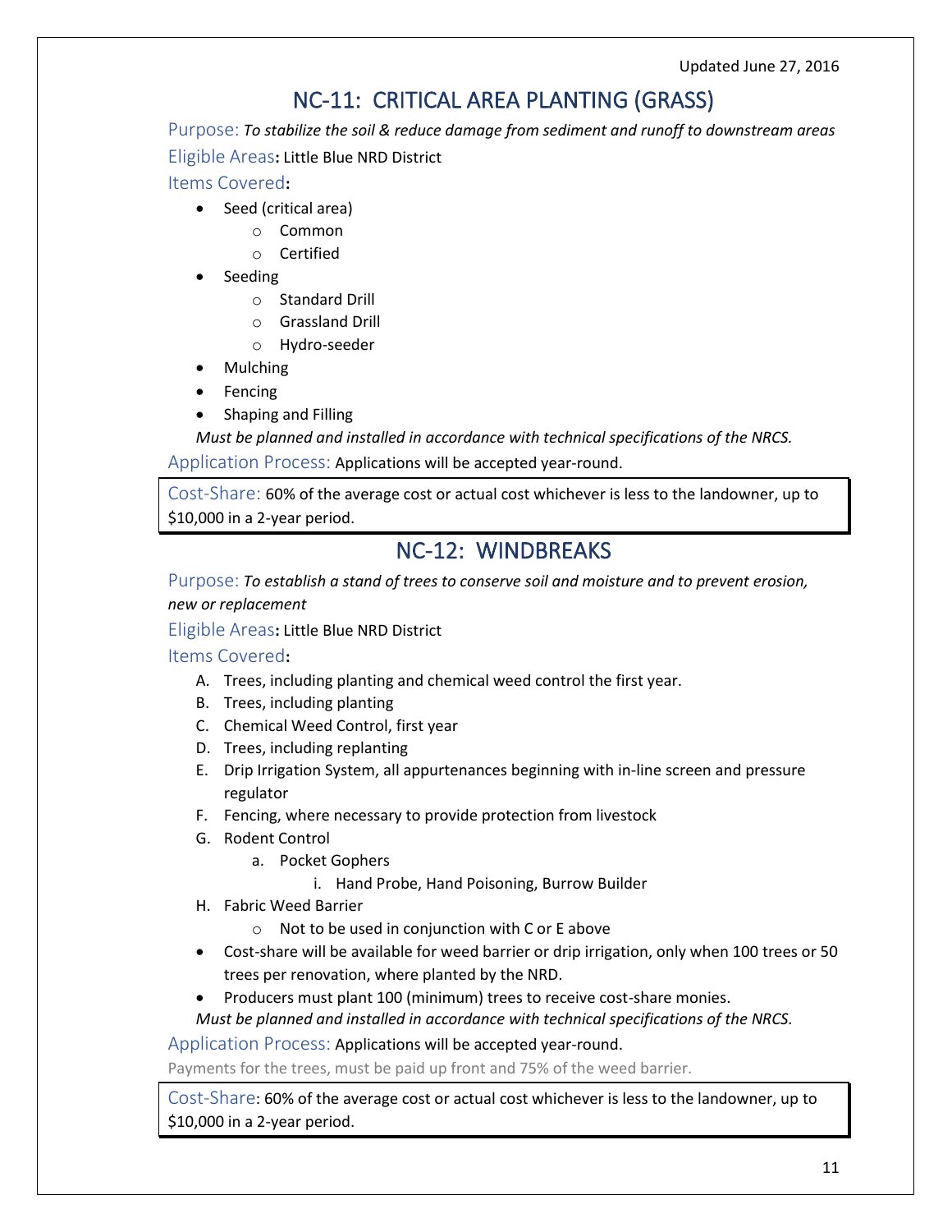Updated June 27, 2016

## NC-11: CRITICAL AREA PLANTING (GRASS)

Purpose: *To stabilize the soil & reduce damage from sediment and runoff to downstream areas*

Eligible Areas**:** Little Blue NRD District

Items Covered**:**

- Seed (critical area)
  - Common
  - Certified
- Seeding
  - Standard Drill
  - Grassland Drill
  - Hydro-seeder
- Mulching
- Fencing
- Shaping and Filling

*Must be planned and installed in accordance with technical specifications of the NRCS.*

Application Process: Applications will be accepted year-round.

Cost-Share: 60% of the average cost or actual cost whichever is less to the landowner, up to $10,000 in a 2-year period.

## NC-12: WINDBREAKS

Purpose: *To establish a stand of trees to conserve soil and moisture and to prevent erosion, new or replacement*

Eligible Areas**:** Little Blue NRD District

Items Covered**:**

A. Trees, including planting and chemical weed control the first year.
B. Trees, including planting
C. Chemical Weed Control, first year
D. Trees, including replanting
E. Drip Irrigation System, all appurtenances beginning with in-line screen and pressure regulator
F. Fencing, where necessary to provide protection from livestock
G. Rodent Control
   a. Pocket Gophers
      i. Hand Probe, Hand Poisoning, Burrow Builder
H. Fabric Weed Barrier
   - Not to be used in conjunction with C or E above

- Cost-share will be available for weed barrier or drip irrigation, only when 100 trees or 50 trees per renovation, where planted by the NRD.
- Producers must plant 100 (minimum) trees to receive cost-share monies.

*Must be planned and installed in accordance with technical specifications of the NRCS.*

Application Process: Applications will be accepted year-round.

Payments for the trees, must be paid up front and 75% of the weed barrier.

Cost-Share: 60% of the average cost or actual cost whichever is less to the landowner, up to $10,000 in a 2-year period.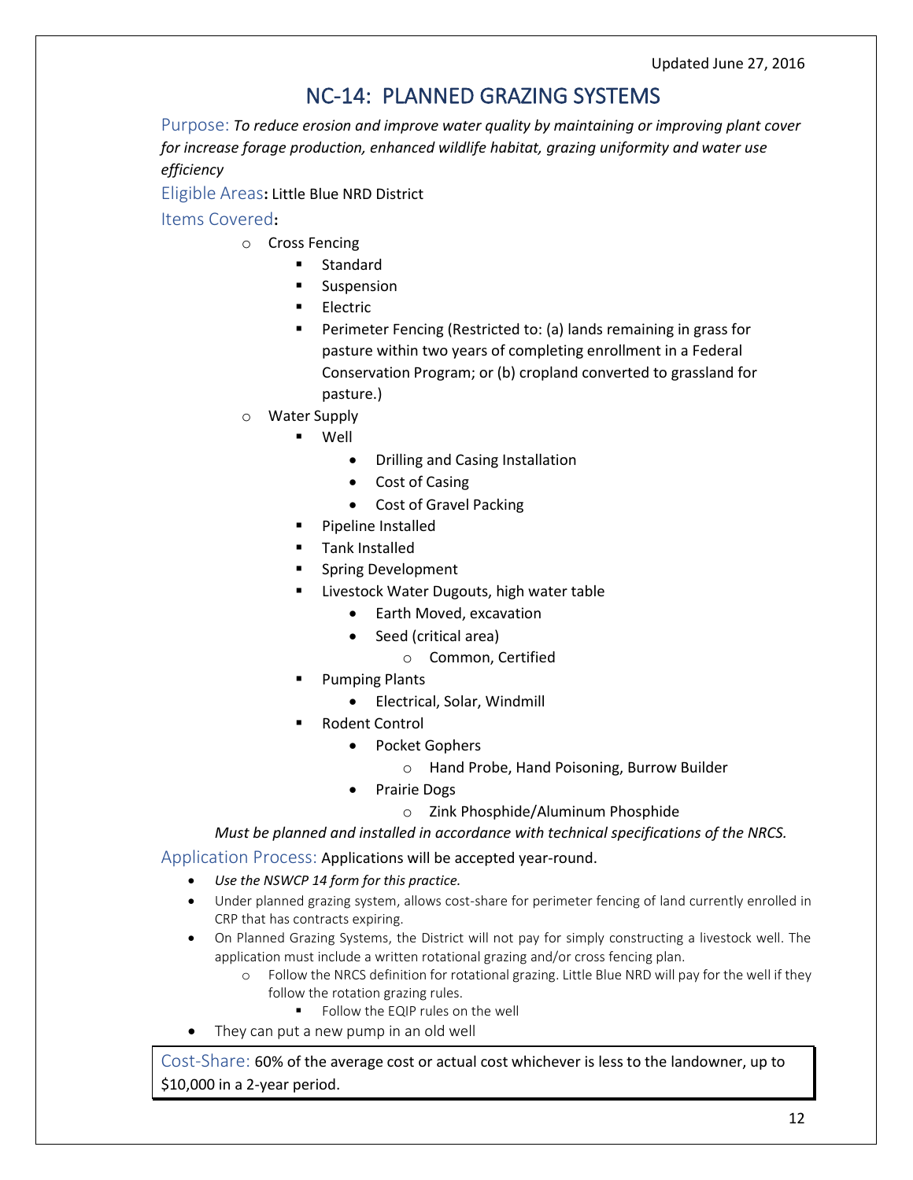# NC-14: PLANNED GRAZING SYSTEMS

Purpose: *To reduce erosion and improve water quality by maintaining or improving plant cover for increase forage production, enhanced wildlife habitat, grazing uniformity and water use efficiency*

Eligible Areas**:** Little Blue NRD District

Items Covered**:**

- Cross Fencing
  - Standard
  - Suspension
  - Electric
  - Perimeter Fencing (Restricted to: (a) lands remaining in grass for pasture within two years of completing enrollment in a Federal Conservation Program; or (b) cropland converted to grassland for pasture.)
- Water Supply
  - Well
    - Drilling and Casing Installation
    - Cost of Casing
    - Cost of Gravel Packing
  - Pipeline Installed
  - Tank Installed
  - Spring Development
  - Livestock Water Dugouts, high water table
    - Earth Moved, excavation
    - Seed (critical area)
      - Common, Certified
  - Pumping Plants
    - Electrical, Solar, Windmill
  - Rodent Control
    - Pocket Gophers
      - Hand Probe, Hand Poisoning, Burrow Builder
    - Prairie Dogs
      - Zink Phosphide/Aluminum Phosphide

*Must be planned and installed in accordance with technical specifications of the NRCS.*

Application Process: Applications will be accepted year-round.

- *Use the NSWCP 14 form for this practice.*
- Under planned grazing system, allows cost-share for perimeter fencing of land currently enrolled in CRP that has contracts expiring.
- On Planned Grazing Systems, the District will not pay for simply constructing a livestock well. The application must include a written rotational grazing and/or cross fencing plan.
  - Follow the NRCS definition for rotational grazing. Little Blue NRD will pay for the well if they follow the rotation grazing rules.
    - Follow the EQIP rules on the well
- They can put a new pump in an old well

Cost-Share: 60% of the average cost or actual cost whichever is less to the landowner, up to $10,000 in a 2-year period.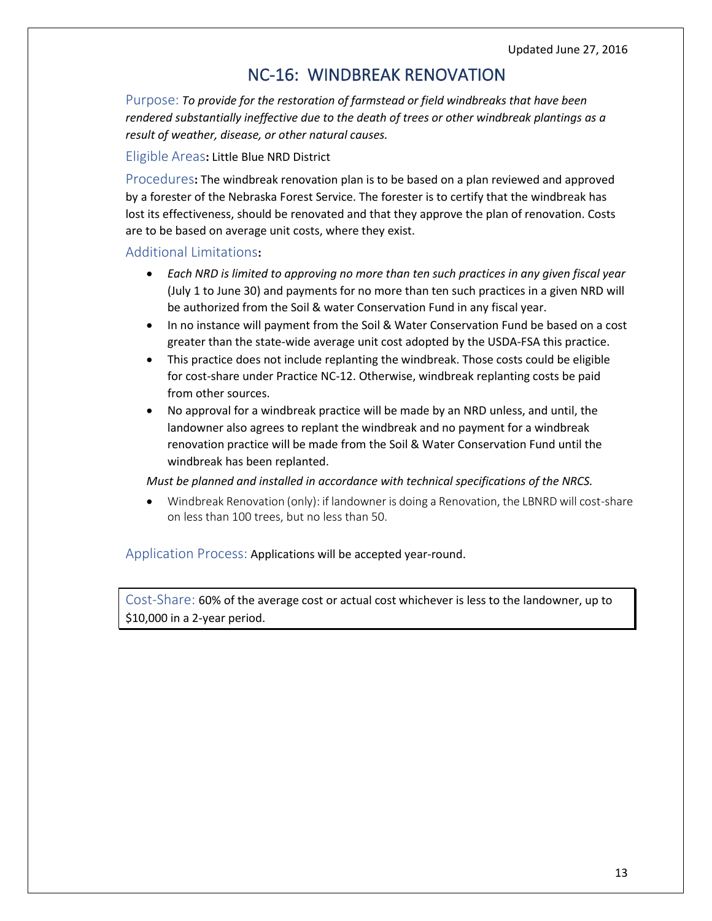Updated June 27, 2016

# NC-16: WINDBREAK RENOVATION

Purpose: *To provide for the restoration of farmstead or field windbreaks that have been rendered substantially ineffective due to the death of trees or other windbreak plantings as a result of weather, disease, or other natural causes.*

Eligible Areas**:** Little Blue NRD District

Procedures**:** The windbreak renovation plan is to be based on a plan reviewed and approved by a forester of the Nebraska Forest Service. The forester is to certify that the windbreak has lost its effectiveness, should be renovated and that they approve the plan of renovation. Costs are to be based on average unit costs, where they exist.

Additional Limitations**:**

- *Each NRD is limited to approving no more than ten such practices in any given fiscal year* (July 1 to June 30) and payments for no more than ten such practices in a given NRD will be authorized from the Soil & water Conservation Fund in any fiscal year.
- In no instance will payment from the Soil & Water Conservation Fund be based on a cost greater than the state-wide average unit cost adopted by the USDA-FSA this practice.
- This practice does not include replanting the windbreak. Those costs could be eligible for cost-share under Practice NC-12. Otherwise, windbreak replanting costs be paid from other sources.
- No approval for a windbreak practice will be made by an NRD unless, and until, the landowner also agrees to replant the windbreak and no payment for a windbreak renovation practice will be made from the Soil & Water Conservation Fund until the windbreak has been replanted.

*Must be planned and installed in accordance with technical specifications of the NRCS.*

- Windbreak Renovation (only): if landowner is doing a Renovation, the LBNRD will cost-share on less than 100 trees, but no less than 50.

Application Process: Applications will be accepted year-round.

Cost-Share: 60% of the average cost or actual cost whichever is less to the landowner, up to $10,000 in a 2-year period.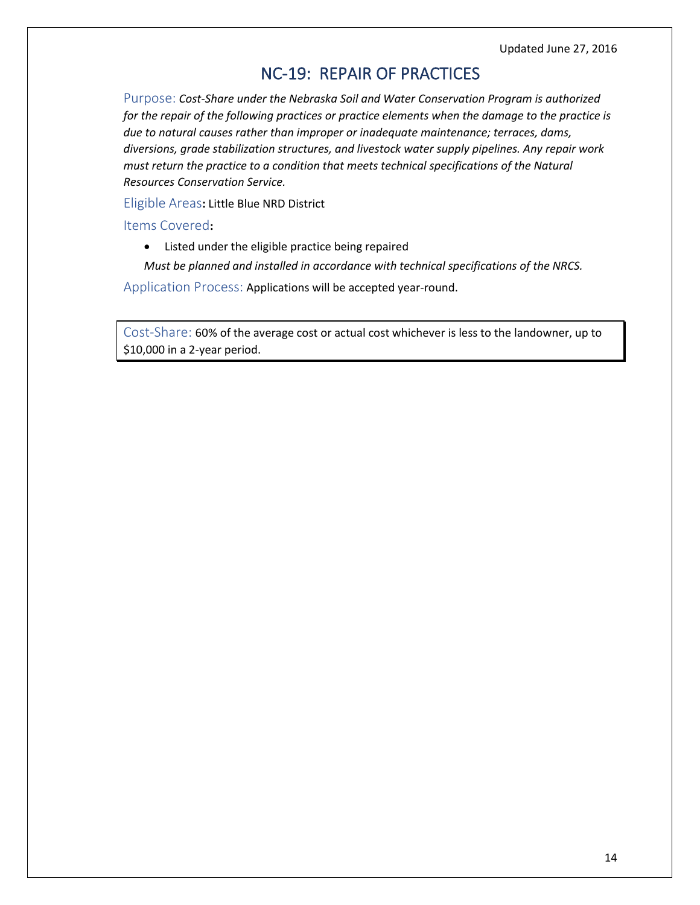Updated June 27, 2016

# NC-19: REPAIR OF PRACTICES

Purpose: *Cost-Share under the Nebraska Soil and Water Conservation Program is authorized for the repair of the following practices or practice elements when the damage to the practice is due to natural causes rather than improper or inadequate maintenance; terraces, dams, diversions, grade stabilization structures, and livestock water supply pipelines. Any repair work must return the practice to a condition that meets technical specifications of the Natural Resources Conservation Service.*

Eligible Areas**:** Little Blue NRD District

Items Covered**:**

- Listed under the eligible practice being repaired

*Must be planned and installed in accordance with technical specifications of the NRCS.*

Application Process: Applications will be accepted year-round.

Cost-Share: 60% of the average cost or actual cost whichever is less to the landowner, up to $10,000 in a 2-year period.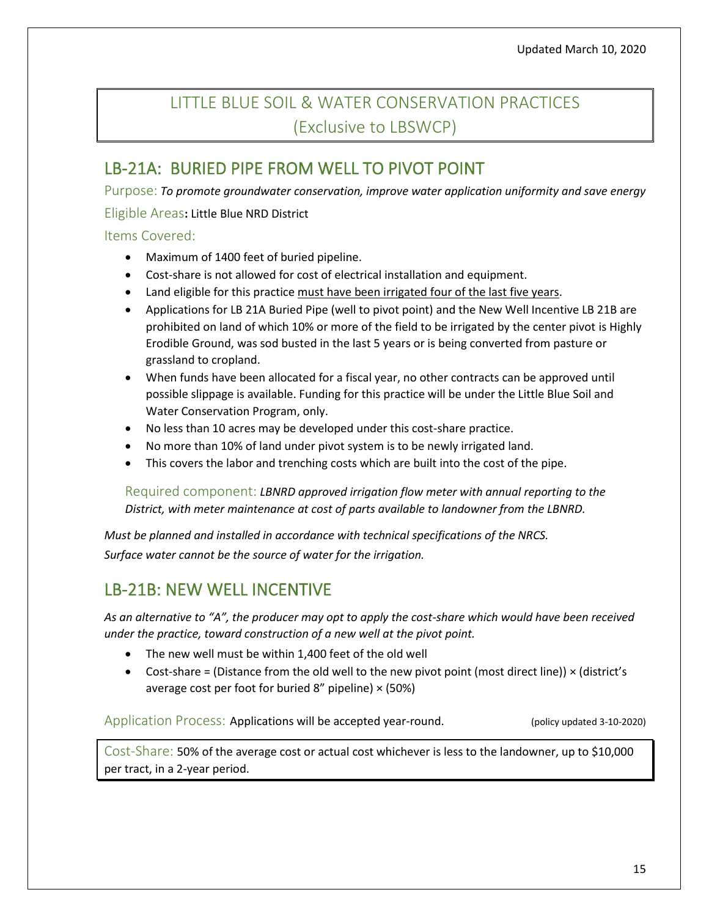# LITTLE BLUE SOIL & WATER CONSERVATION PRACTICES
# (Exclusive to LBSWCP)

## LB-21A: BURIED PIPE FROM WELL TO PIVOT POINT

Purpose: *To promote groundwater conservation, improve water application uniformity and save energy*

Eligible Areas**:** Little Blue NRD District

Items Covered:

- Maximum of 1400 feet of buried pipeline.
- Cost-share is not allowed for cost of electrical installation and equipment.
- Land eligible for this practice <u>must have been irrigated four of the last five years</u>.
- Applications for LB 21A Buried Pipe (well to pivot point) and the New Well Incentive LB 21B are prohibited on land of which 10% or more of the field to be irrigated by the center pivot is Highly Erodible Ground, was sod busted in the last 5 years or is being converted from pasture or grassland to cropland.
- When funds have been allocated for a fiscal year, no other contracts can be approved until possible slippage is available. Funding for this practice will be under the Little Blue Soil and Water Conservation Program, only.
- No less than 10 acres may be developed under this cost-share practice.
- No more than 10% of land under pivot system is to be newly irrigated land.
- This covers the labor and trenching costs which are built into the cost of the pipe.

Required component: *LBNRD approved irrigation flow meter with annual reporting to the District, with meter maintenance at cost of parts available to landowner from the LBNRD.*

*Must be planned and installed in accordance with technical specifications of the NRCS.*

*Surface water cannot be the source of water for the irrigation.*

## LB-21B: NEW WELL INCENTIVE

*As an alternative to "A", the producer may opt to apply the cost-share which would have been received under the practice, toward construction of a new well at the pivot point.*

- The new well must be within 1,400 feet of the old well
- Cost-share = (Distance from the old well to the new pivot point (most direct line)) × (district's average cost per foot for buried 8" pipeline) × (50%)

Application Process: Applications will be accepted year-round. (policy updated 3-10-2020)

Cost-Share: 50% of the average cost or actual cost whichever is less to the landowner, up to $10,000 per tract, in a 2-year period.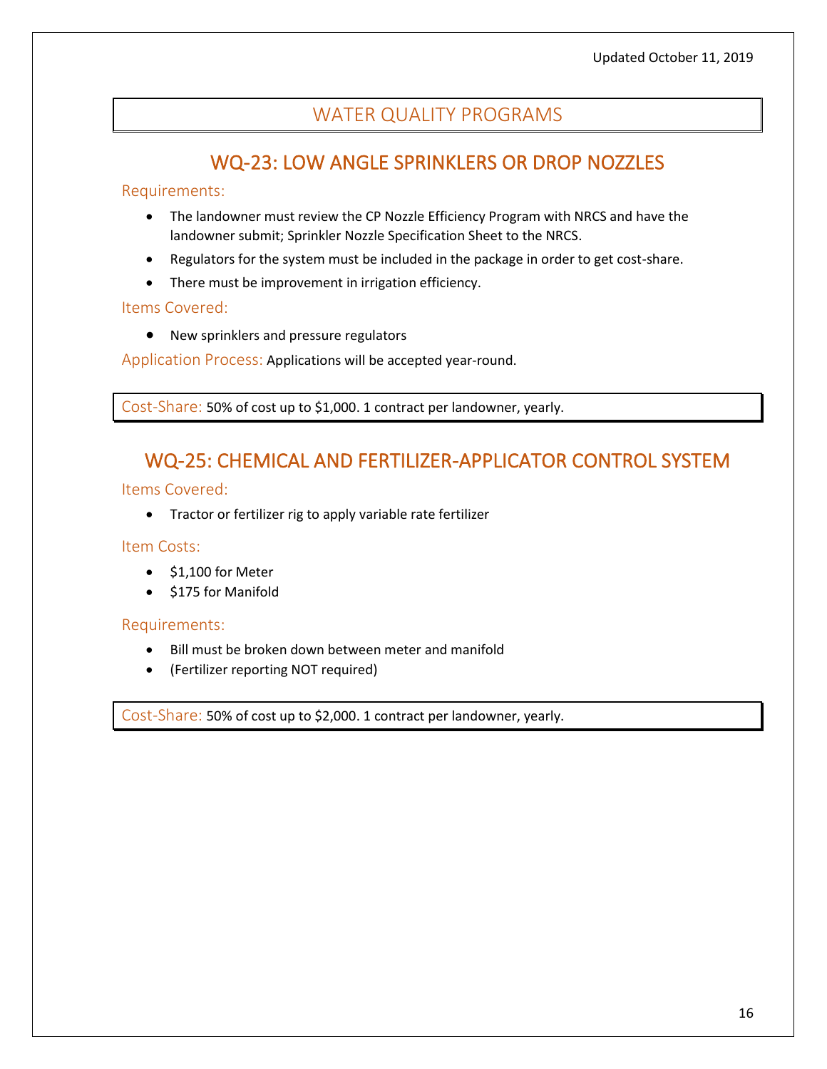# WATER QUALITY PROGRAMS

## WQ-23: LOW ANGLE SPRINKLERS OR DROP NOZZLES

### Requirements:

- The landowner must review the CP Nozzle Efficiency Program with NRCS and have the landowner submit; Sprinkler Nozzle Specification Sheet to the NRCS.
- Regulators for the system must be included in the package in order to get cost-share.
- There must be improvement in irrigation efficiency.

### Items Covered:

- New sprinklers and pressure regulators

**Application Process:** Applications will be accepted year-round.

**Cost-Share:** 50% of cost up to $1,000. 1 contract per landowner, yearly.

## WQ-25: CHEMICAL AND FERTILIZER-APPLICATOR CONTROL SYSTEM

### Items Covered:

- Tractor or fertilizer rig to apply variable rate fertilizer

### Item Costs:

- $1,100 for Meter
- $175 for Manifold

### Requirements:

- Bill must be broken down between meter and manifold
- (Fertilizer reporting NOT required)

**Cost-Share:** 50% of cost up to $2,000. 1 contract per landowner, yearly.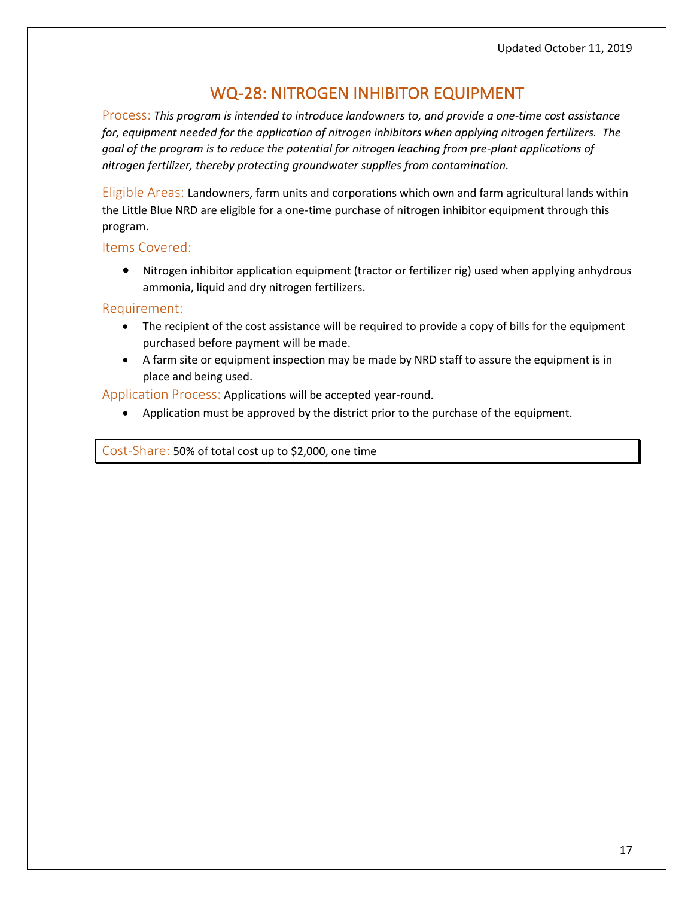Updated October 11, 2019

# WQ-28: NITROGEN INHIBITOR EQUIPMENT

Process: *This program is intended to introduce landowners to, and provide a one-time cost assistance for, equipment needed for the application of nitrogen inhibitors when applying nitrogen fertilizers. The goal of the program is to reduce the potential for nitrogen leaching from pre-plant applications of nitrogen fertilizer, thereby protecting groundwater supplies from contamination.*

Eligible Areas: Landowners, farm units and corporations which own and farm agricultural lands within the Little Blue NRD are eligible for a one-time purchase of nitrogen inhibitor equipment through this program.

Items Covered:

- Nitrogen inhibitor application equipment (tractor or fertilizer rig) used when applying anhydrous ammonia, liquid and dry nitrogen fertilizers.

Requirement:

- The recipient of the cost assistance will be required to provide a copy of bills for the equipment purchased before payment will be made.
- A farm site or equipment inspection may be made by NRD staff to assure the equipment is in place and being used.

Application Process: Applications will be accepted year-round.

- Application must be approved by the district prior to the purchase of the equipment.

Cost-Share: 50% of total cost up to $2,000, one time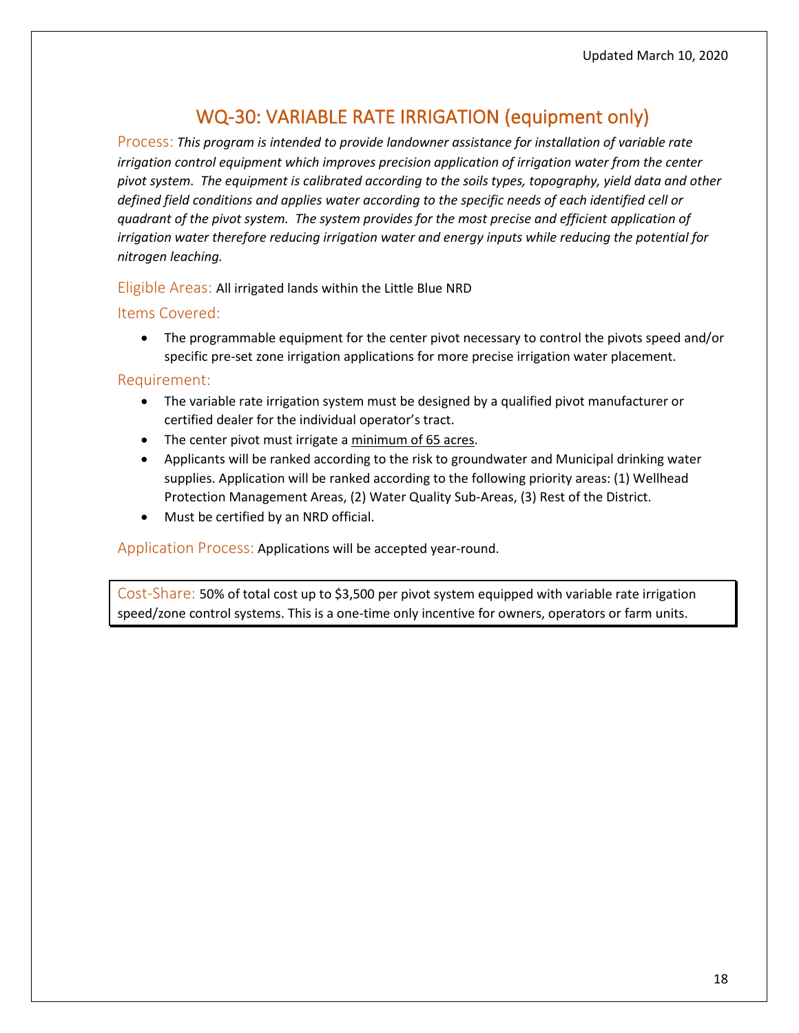Updated March 10, 2020

## WQ-30: VARIABLE RATE IRRIGATION (equipment only)

Process: *This program is intended to provide landowner assistance for installation of variable rate irrigation control equipment which improves precision application of irrigation water from the center pivot system. The equipment is calibrated according to the soils types, topography, yield data and other defined field conditions and applies water according to the specific needs of each identified cell or quadrant of the pivot system. The system provides for the most precise and efficient application of irrigation water therefore reducing irrigation water and energy inputs while reducing the potential for nitrogen leaching.*

Eligible Areas: All irrigated lands within the Little Blue NRD

Items Covered:

- The programmable equipment for the center pivot necessary to control the pivots speed and/or specific pre-set zone irrigation applications for more precise irrigation water placement.

Requirement:

- The variable rate irrigation system must be designed by a qualified pivot manufacturer or certified dealer for the individual operator's tract.
- The center pivot must irrigate a <u>minimum of 65 acres</u>.
- Applicants will be ranked according to the risk to groundwater and Municipal drinking water supplies. Application will be ranked according to the following priority areas: (1) Wellhead Protection Management Areas, (2) Water Quality Sub-Areas, (3) Rest of the District.
- Must be certified by an NRD official.

Application Process: Applications will be accepted year-round.

Cost-Share: 50% of total cost up to $3,500 per pivot system equipped with variable rate irrigation speed/zone control systems. This is a one-time only incentive for owners, operators or farm units.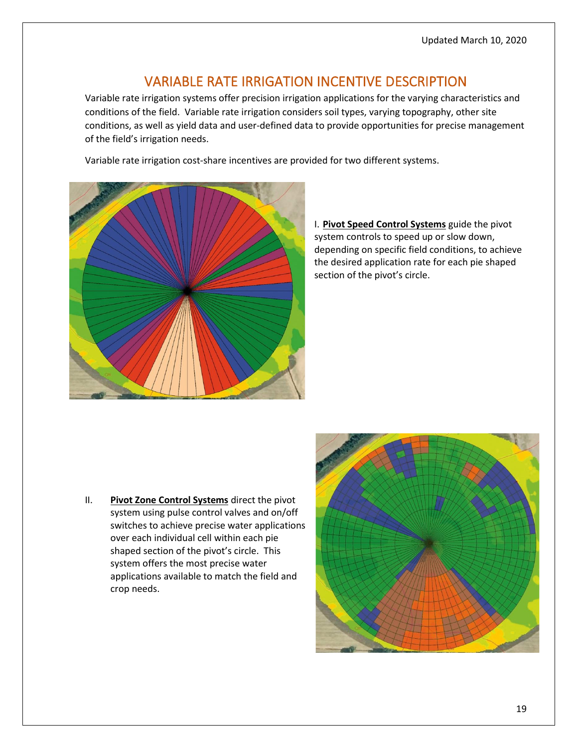# VARIABLE RATE IRRIGATION INCENTIVE DESCRIPTION

Variable rate irrigation systems offer precision irrigation applications for the varying characteristics and conditions of the field. Variable rate irrigation considers soil types, varying topography, other site conditions, as well as yield data and user-defined data to provide opportunities for precise management of the field's irrigation needs.

Variable rate irrigation cost-share incentives are provided for two different systems.

I. **Pivot Speed Control Systems** guide the pivot system controls to speed up or slow down, depending on specific field conditions, to achieve the desired application rate for each pie shaped section of the pivot's circle.

II. **Pivot Zone Control Systems** direct the pivot system using pulse control valves and on/off switches to achieve precise water applications over each individual cell within each pie shaped section of the pivot's circle. This system offers the most precise water applications available to match the field and crop needs.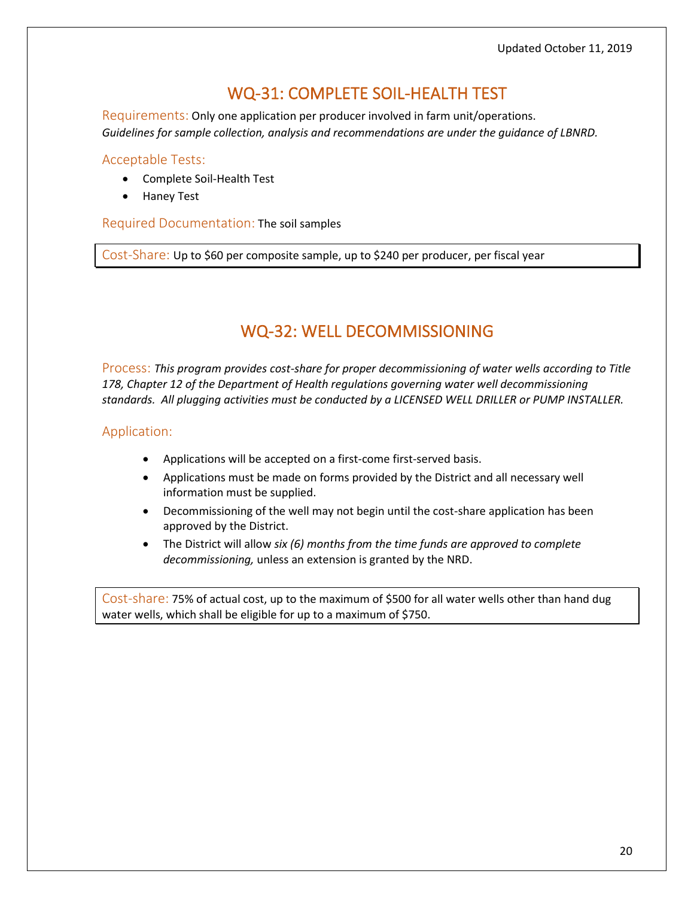## WQ-31: COMPLETE SOIL-HEALTH TEST

Requirements: Only one application per producer involved in farm unit/operations.
*Guidelines for sample collection, analysis and recommendations are under the guidance of LBNRD.*

Acceptable Tests:

- Complete Soil-Health Test
- Haney Test

Required Documentation: The soil samples

Cost-Share: Up to $60 per composite sample, up to $240 per producer, per fiscal year

## WQ-32: WELL DECOMMISSIONING

Process: *This program provides cost-share for proper decommissioning of water wells according to Title 178, Chapter 12 of the Department of Health regulations governing water well decommissioning standards. All plugging activities must be conducted by a LICENSED WELL DRILLER or PUMP INSTALLER.*

Application:

- Applications will be accepted on a first-come first-served basis.
- Applications must be made on forms provided by the District and all necessary well information must be supplied.
- Decommissioning of the well may not begin until the cost-share application has been approved by the District.
- The District will allow *six (6) months from the time funds are approved to complete decommissioning,* unless an extension is granted by the NRD.

Cost-share: 75% of actual cost, up to the maximum of $500 for all water wells other than hand dug water wells, which shall be eligible for up to a maximum of $750.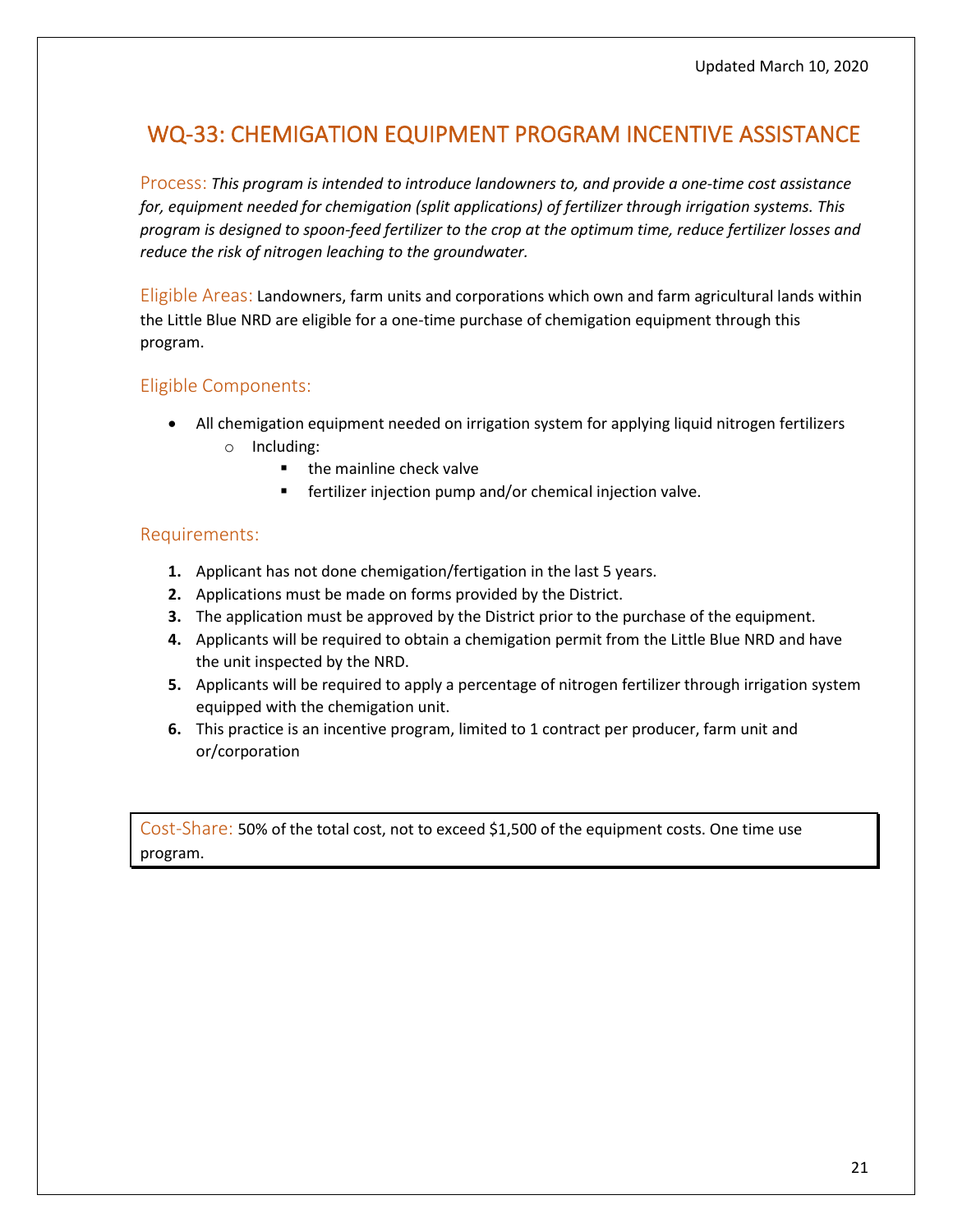Updated March 10, 2020

# WQ-33: CHEMIGATION EQUIPMENT PROGRAM INCENTIVE ASSISTANCE

Process: *This program is intended to introduce landowners to, and provide a one-time cost assistance for, equipment needed for chemigation (split applications) of fertilizer through irrigation systems. This program is designed to spoon-feed fertilizer to the crop at the optimum time, reduce fertilizer losses and reduce the risk of nitrogen leaching to the groundwater.*

Eligible Areas: Landowners, farm units and corporations which own and farm agricultural lands within the Little Blue NRD are eligible for a one-time purchase of chemigation equipment through this program.

## Eligible Components:

- All chemigation equipment needed on irrigation system for applying liquid nitrogen fertilizers
  - Including:
    - the mainline check valve
    - fertilizer injection pump and/or chemical injection valve.

## Requirements:

1. Applicant has not done chemigation/fertigation in the last 5 years.
2. Applications must be made on forms provided by the District.
3. The application must be approved by the District prior to the purchase of the equipment.
4. Applicants will be required to obtain a chemigation permit from the Little Blue NRD and have the unit inspected by the NRD.
5. Applicants will be required to apply a percentage of nitrogen fertilizer through irrigation system equipped with the chemigation unit.
6. This practice is an incentive program, limited to 1 contract per producer, farm unit and or/corporation

Cost-Share: 50% of the total cost, not to exceed $1,500 of the equipment costs. One time use program.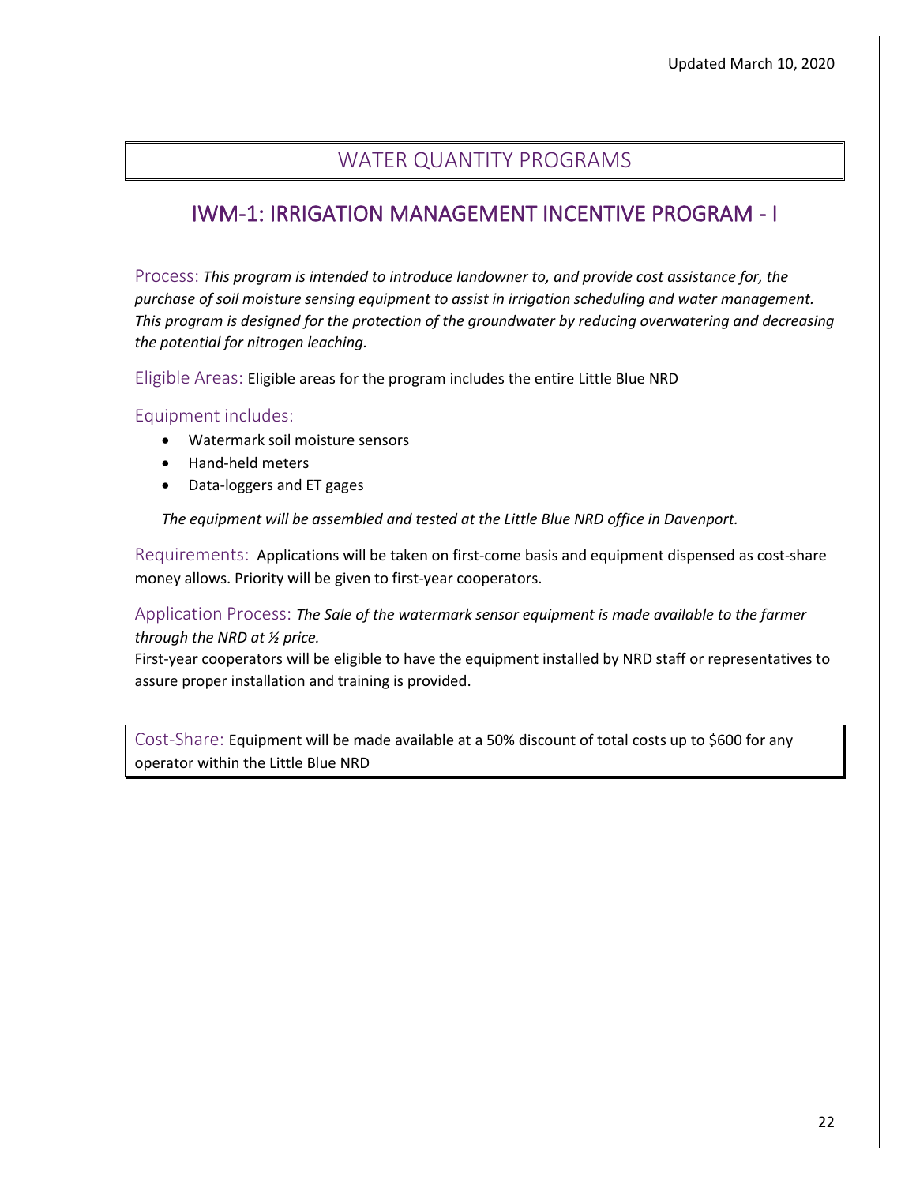# WATER QUANTITY PROGRAMS

## IWM-1: IRRIGATION MANAGEMENT INCENTIVE PROGRAM - I

Process: *This program is intended to introduce landowner to, and provide cost assistance for, the purchase of soil moisture sensing equipment to assist in irrigation scheduling and water management. This program is designed for the protection of the groundwater by reducing overwatering and decreasing the potential for nitrogen leaching.*

Eligible Areas: Eligible areas for the program includes the entire Little Blue NRD

Equipment includes:

- Watermark soil moisture sensors
- Hand-held meters
- Data-loggers and ET gages

*The equipment will be assembled and tested at the Little Blue NRD office in Davenport.*

Requirements: Applications will be taken on first-come basis and equipment dispensed as cost-share money allows. Priority will be given to first-year cooperators.

Application Process: *The Sale of the watermark sensor equipment is made available to the farmer through the NRD at ½ price.*

First-year cooperators will be eligible to have the equipment installed by NRD staff or representatives to assure proper installation and training is provided.

Cost-Share: Equipment will be made available at a 50% discount of total costs up to $600 for any operator within the Little Blue NRD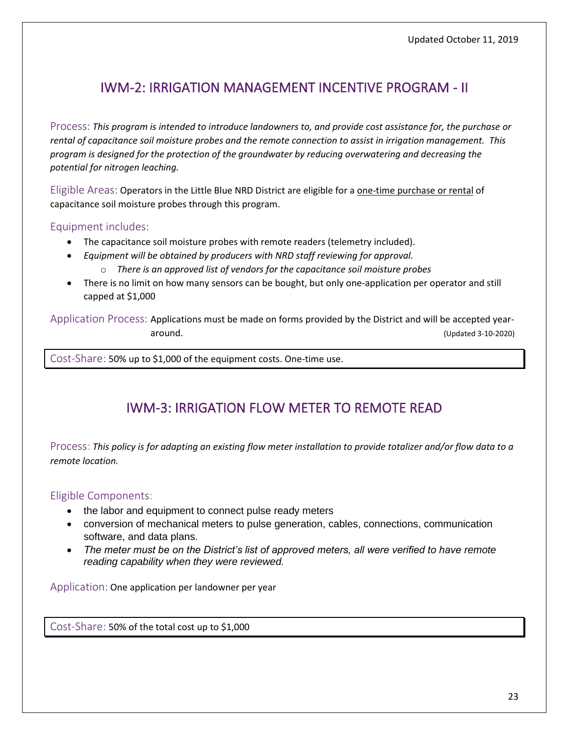Updated October 11, 2019

## IWM-2: IRRIGATION MANAGEMENT INCENTIVE PROGRAM - II

Process: *This program is intended to introduce landowners to, and provide cost assistance for, the purchase or rental of capacitance soil moisture probes and the remote connection to assist in irrigation management. This program is designed for the protection of the groundwater by reducing overwatering and decreasing the potential for nitrogen leaching.*

Eligible Areas: Operators in the Little Blue NRD District are eligible for a <u>one-time purchase or rental</u> of capacitance soil moisture probes through this program.

Equipment includes:

- The capacitance soil moisture probes with remote readers (telemetry included).
- *Equipment will be obtained by producers with NRD staff reviewing for approval.*
    - *There is an approved list of vendors for the capacitance soil moisture probes*
- There is no limit on how many sensors can be bought, but only one-application per operator and still capped at $1,000

Application Process: Applications must be made on forms provided by the District and will be accepted year-around. (Updated 3-10-2020)

Cost-Share: 50% up to $1,000 of the equipment costs. One-time use.

## IWM-3: IRRIGATION FLOW METER TO REMOTE READ

Process: *This policy is for adapting an existing flow meter installation to provide totalizer and/or flow data to a remote location.*

Eligible Components:

- the labor and equipment to connect pulse ready meters
- conversion of mechanical meters to pulse generation, cables, connections, communication software, and data plans.
- *The meter must be on the District's list of approved meters, all were verified to have remote reading capability when they were reviewed.*

Application: One application per landowner per year

Cost-Share: 50% of the total cost up to $1,000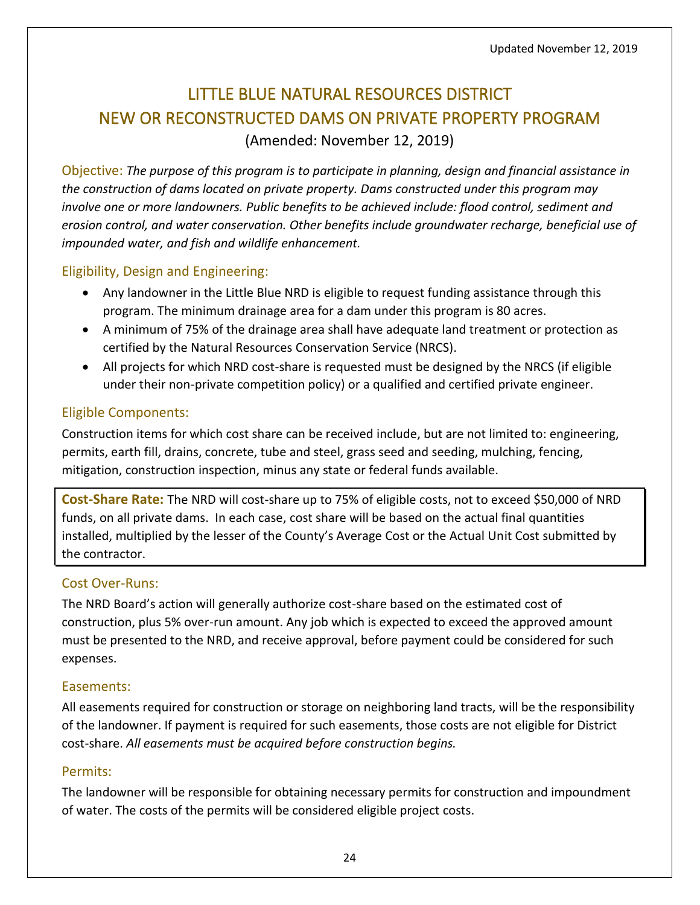Updated November 12, 2019

# LITTLE BLUE NATURAL RESOURCES DISTRICT
# NEW OR RECONSTRUCTED DAMS ON PRIVATE PROPERTY PROGRAM

(Amended: November 12, 2019)

Objective: *The purpose of this program is to participate in planning, design and financial assistance in the construction of dams located on private property. Dams constructed under this program may involve one or more landowners. Public benefits to be achieved include: flood control, sediment and erosion control, and water conservation. Other benefits include groundwater recharge, beneficial use of impounded water, and fish and wildlife enhancement.*

## Eligibility, Design and Engineering:

- Any landowner in the Little Blue NRD is eligible to request funding assistance through this program. The minimum drainage area for a dam under this program is 80 acres.
- A minimum of 75% of the drainage area shall have adequate land treatment or protection as certified by the Natural Resources Conservation Service (NRCS).
- All projects for which NRD cost-share is requested must be designed by the NRCS (if eligible under their non-private competition policy) or a qualified and certified private engineer.

## Eligible Components:

Construction items for which cost share can be received include, but are not limited to: engineering, permits, earth fill, drains, concrete, tube and steel, grass seed and seeding, mulching, fencing, mitigation, construction inspection, minus any state or federal funds available.

**Cost-Share Rate:** The NRD will cost-share up to 75% of eligible costs, not to exceed $50,000 of NRD funds, on all private dams. In each case, cost share will be based on the actual final quantities installed, multiplied by the lesser of the County's Average Cost or the Actual Unit Cost submitted by the contractor.

## Cost Over-Runs:

The NRD Board's action will generally authorize cost-share based on the estimated cost of construction, plus 5% over-run amount. Any job which is expected to exceed the approved amount must be presented to the NRD, and receive approval, before payment could be considered for such expenses.

## Easements:

All easements required for construction or storage on neighboring land tracts, will be the responsibility of the landowner. If payment is required for such easements, those costs are not eligible for District cost-share. *All easements must be acquired before construction begins.*

## Permits:

The landowner will be responsible for obtaining necessary permits for construction and impoundment of water. The costs of the permits will be considered eligible project costs.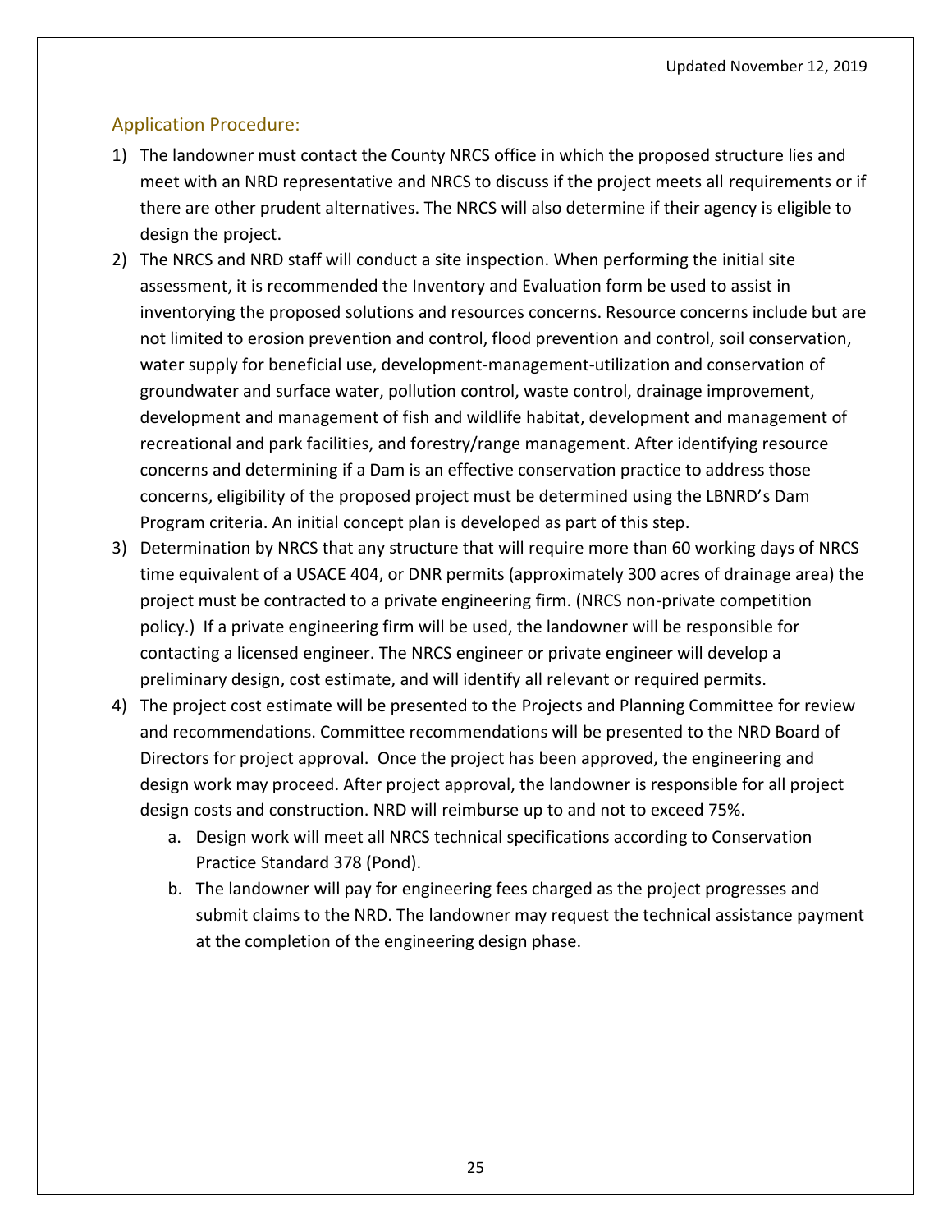## Application Procedure:

1) The landowner must contact the County NRCS office in which the proposed structure lies and meet with an NRD representative and NRCS to discuss if the project meets all requirements or if there are other prudent alternatives. The NRCS will also determine if their agency is eligible to design the project.
2) The NRCS and NRD staff will conduct a site inspection. When performing the initial site assessment, it is recommended the Inventory and Evaluation form be used to assist in inventorying the proposed solutions and resources concerns. Resource concerns include but are not limited to erosion prevention and control, flood prevention and control, soil conservation, water supply for beneficial use, development-management-utilization and conservation of groundwater and surface water, pollution control, waste control, drainage improvement, development and management of fish and wildlife habitat, development and management of recreational and park facilities, and forestry/range management. After identifying resource concerns and determining if a Dam is an effective conservation practice to address those concerns, eligibility of the proposed project must be determined using the LBNRD's Dam Program criteria. An initial concept plan is developed as part of this step.
3) Determination by NRCS that any structure that will require more than 60 working days of NRCS time equivalent of a USACE 404, or DNR permits (approximately 300 acres of drainage area) the project must be contracted to a private engineering firm. (NRCS non-private competition policy.) If a private engineering firm will be used, the landowner will be responsible for contacting a licensed engineer. The NRCS engineer or private engineer will develop a preliminary design, cost estimate, and will identify all relevant or required permits.
4) The project cost estimate will be presented to the Projects and Planning Committee for review and recommendations. Committee recommendations will be presented to the NRD Board of Directors for project approval. Once the project has been approved, the engineering and design work may proceed. After project approval, the landowner is responsible for all project design costs and construction. NRD will reimburse up to and not to exceed 75%.
   a. Design work will meet all NRCS technical specifications according to Conservation Practice Standard 378 (Pond).
   b. The landowner will pay for engineering fees charged as the project progresses and submit claims to the NRD. The landowner may request the technical assistance payment at the completion of the engineering design phase.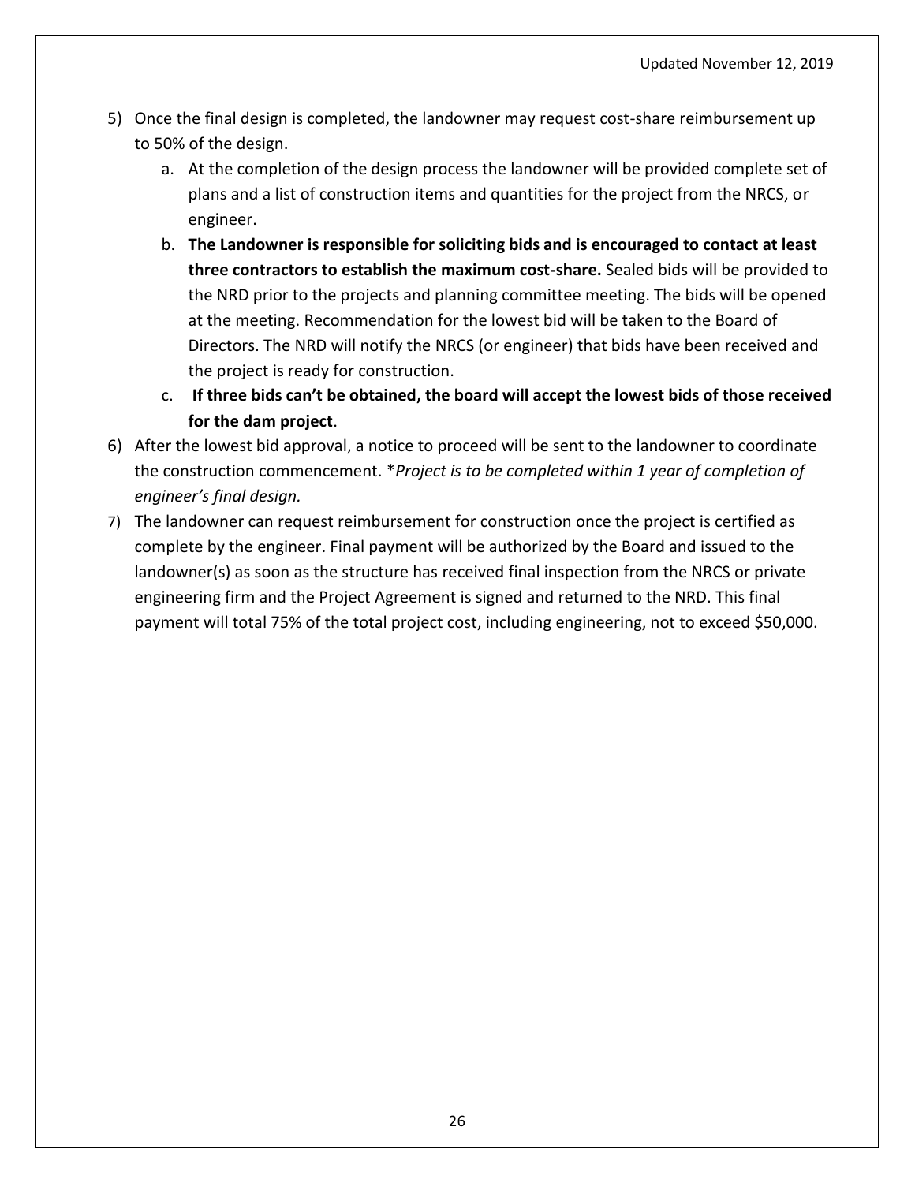5) Once the final design is completed, the landowner may request cost-share reimbursement up to 50% of the design.
   a. At the completion of the design process the landowner will be provided complete set of plans and a list of construction items and quantities for the project from the NRCS, or engineer.
   b. **The Landowner is responsible for soliciting bids and is encouraged to contact at least three contractors to establish the maximum cost-share.** Sealed bids will be provided to the NRD prior to the projects and planning committee meeting. The bids will be opened at the meeting. Recommendation for the lowest bid will be taken to the Board of Directors. The NRD will notify the NRCS (or engineer) that bids have been received and the project is ready for construction.
   c. **If three bids can't be obtained, the board will accept the lowest bids of those received for the dam project**.
6) After the lowest bid approval, a notice to proceed will be sent to the landowner to coordinate the construction commencement. **Project is to be completed within 1 year of completion of engineer's final design.*
7) The landowner can request reimbursement for construction once the project is certified as complete by the engineer. Final payment will be authorized by the Board and issued to the landowner(s) as soon as the structure has received final inspection from the NRCS or private engineering firm and the Project Agreement is signed and returned to the NRD. This final payment will total 75% of the total project cost, including engineering, not to exceed $50,000.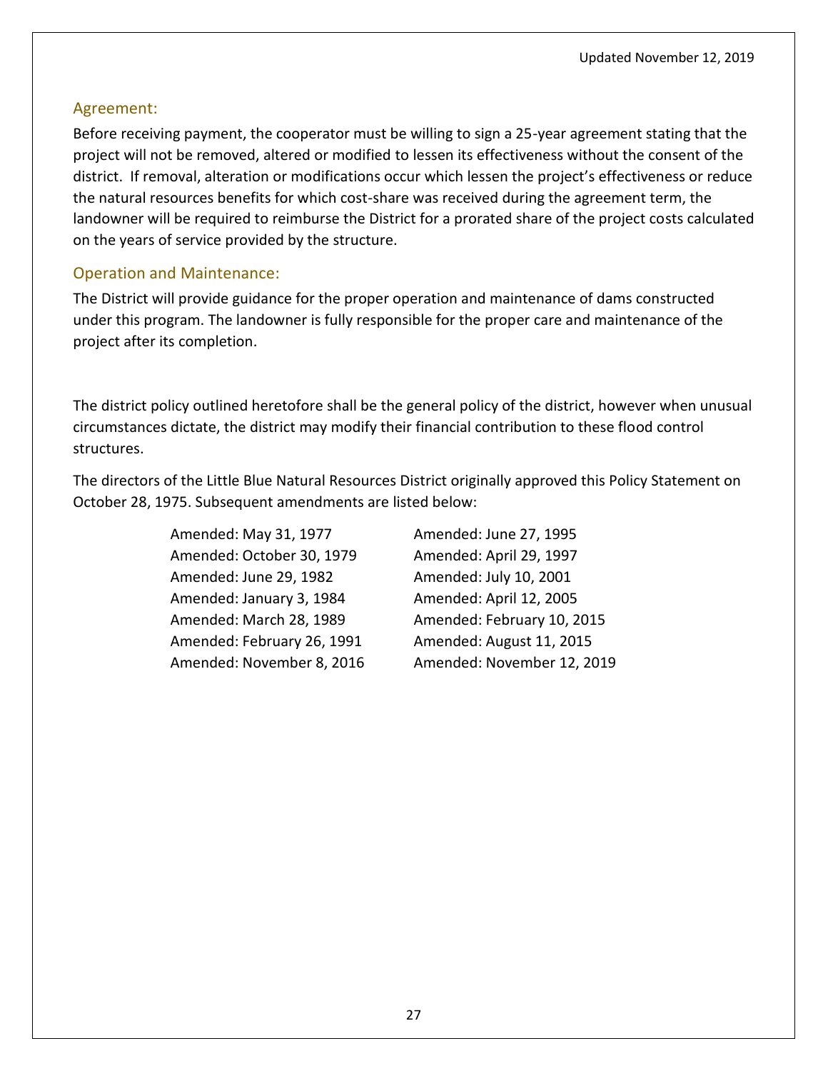## Agreement:

Before receiving payment, the cooperator must be willing to sign a 25-year agreement stating that the project will not be removed, altered or modified to lessen its effectiveness without the consent of the district. If removal, alteration or modifications occur which lessen the project's effectiveness or reduce the natural resources benefits for which cost-share was received during the agreement term, the landowner will be required to reimburse the District for a prorated share of the project costs calculated on the years of service provided by the structure.

## Operation and Maintenance:

The District will provide guidance for the proper operation and maintenance of dams constructed under this program. The landowner is fully responsible for the proper care and maintenance of the project after its completion.

The district policy outlined heretofore shall be the general policy of the district, however when unusual circumstances dictate, the district may modify their financial contribution to these flood control structures.

The directors of the Little Blue Natural Resources District originally approved this Policy Statement on October 28, 1975. Subsequent amendments are listed below:

Amended: May 31, 1977
Amended: October 30, 1979
Amended: June 29, 1982
Amended: January 3, 1984
Amended: March 28, 1989
Amended: February 26, 1991
Amended: November 8, 2016
Amended: June 27, 1995
Amended: April 29, 1997
Amended: July 10, 2001
Amended: April 12, 2005
Amended: February 10, 2015
Amended: August 11, 2015
Amended: November 12, 2019